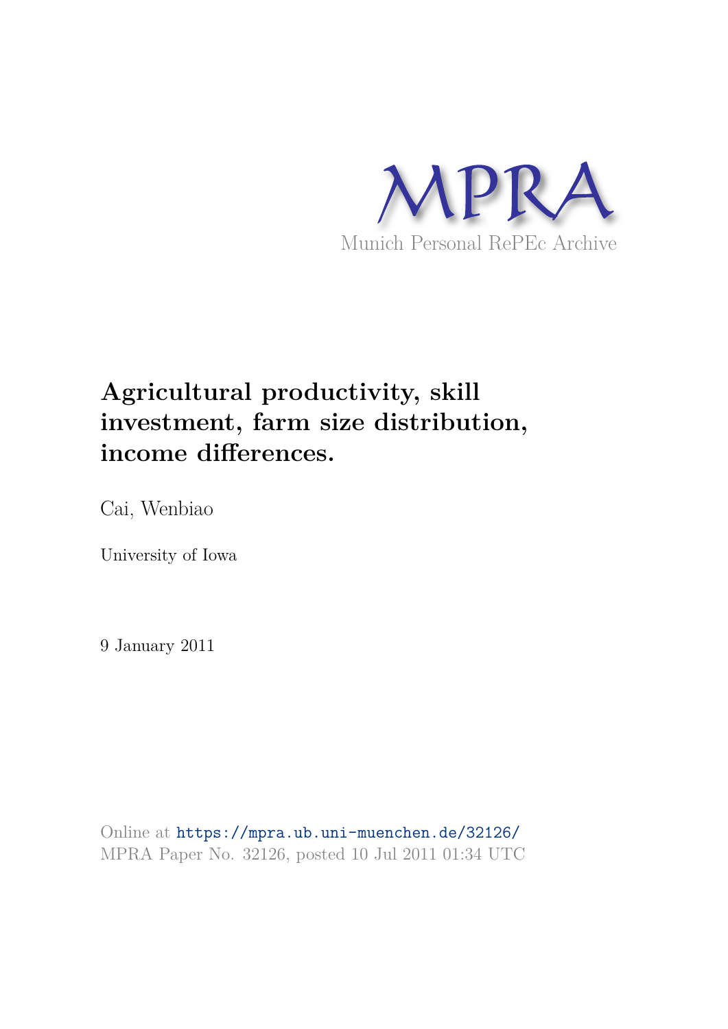MPRA

Munich Personal RePEc Archive

# Agricultural productivity, skill investment, farm size distribution, income differences.

Cai, Wenbiao

University of Iowa

9 January 2011

Online at https://mpra.ub.uni-muenchen.de/32126/
MPRA Paper No. 32126, posted 10 Jul 2011 01:34 UTC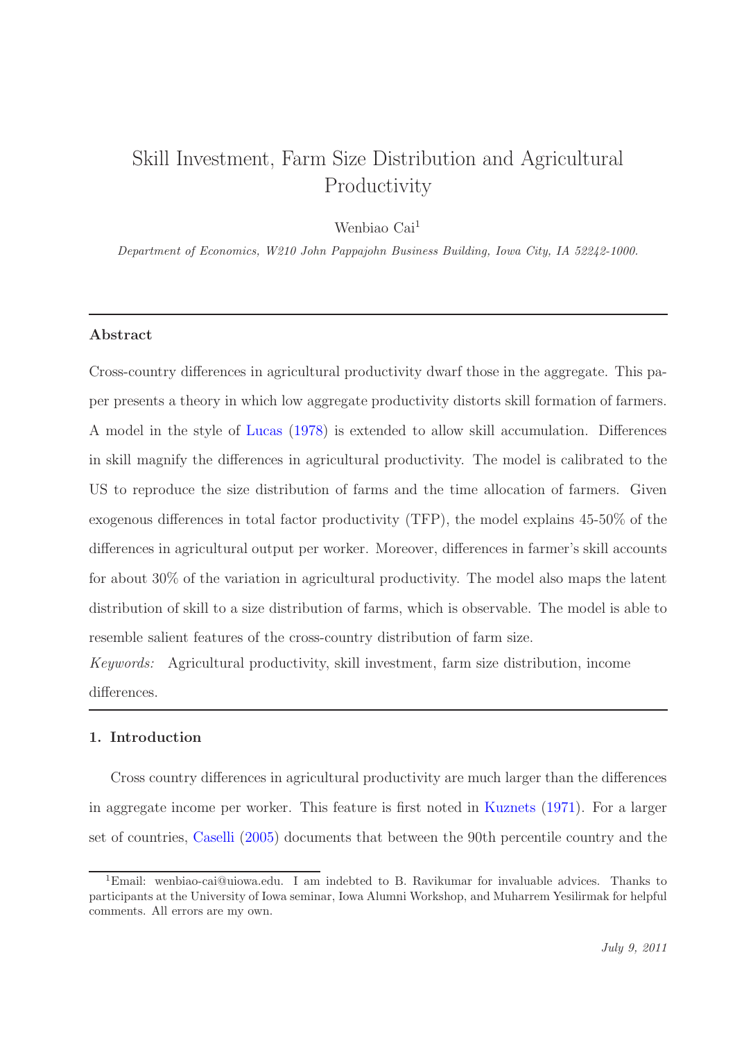# Skill Investment, Farm Size Distribution and Agricultural Productivity

Wenbiao Cai[1]

*Department of Economics, W210 John Pappajohn Business Building, Iowa City, IA 52242-1000.*

---

## Abstract

Cross-country differences in agricultural productivity dwarf those in the aggregate. This paper presents a theory in which low aggregate productivity distorts skill formation of farmers. A model in the style of Lucas (1978) is extended to allow skill accumulation. Differences in skill magnify the differences in agricultural productivity. The model is calibrated to the US to reproduce the size distribution of farms and the time allocation of farmers. Given exogenous differences in total factor productivity (TFP), the model explains 45-50% of the differences in agricultural output per worker. Moreover, differences in farmer's skill accounts for about 30% of the variation in agricultural productivity. The model also maps the latent distribution of skill to a size distribution of farms, which is observable. The model is able to resemble salient features of the cross-country distribution of farm size.

*Keywords:* Agricultural productivity, skill investment, farm size distribution, income differences.

---

## 1. Introduction

Cross country differences in agricultural productivity are much larger than the differences in aggregate income per worker. This feature is first noted in Kuznets (1971). For a larger set of countries, Caselli (2005) documents that between the 90th percentile country and the

[1] Email: wenbiao-cai@uiowa.edu. I am indebted to B. Ravikumar for invaluable advices. Thanks to participants at the University of Iowa seminar, Iowa Alumni Workshop, and Muharrem Yesilirmak for helpful comments. All errors are my own.

*July 9, 2011*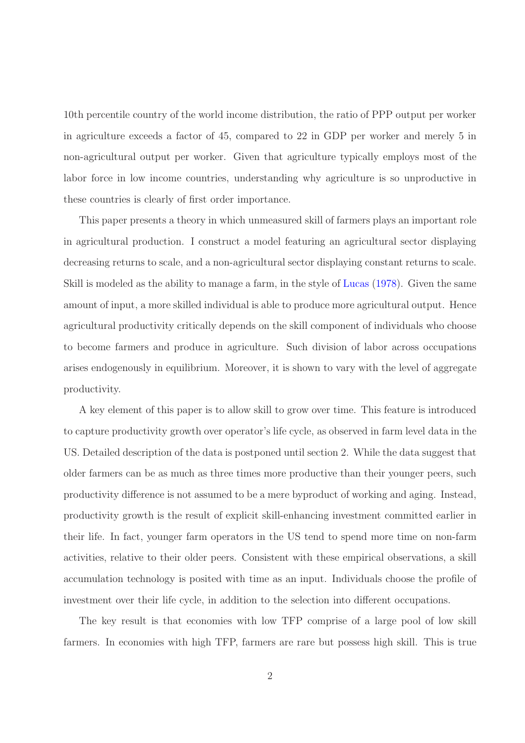10th percentile country of the world income distribution, the ratio of PPP output per worker in agriculture exceeds a factor of 45, compared to 22 in GDP per worker and merely 5 in non-agricultural output per worker. Given that agriculture typically employs most of the labor force in low income countries, understanding why agriculture is so unproductive in these countries is clearly of first order importance.

This paper presents a theory in which unmeasured skill of farmers plays an important role in agricultural production. I construct a model featuring an agricultural sector displaying decreasing returns to scale, and a non-agricultural sector displaying constant returns to scale. Skill is modeled as the ability to manage a farm, in the style of Lucas (1978). Given the same amount of input, a more skilled individual is able to produce more agricultural output. Hence agricultural productivity critically depends on the skill component of individuals who choose to become farmers and produce in agriculture. Such division of labor across occupations arises endogenously in equilibrium. Moreover, it is shown to vary with the level of aggregate productivity.

A key element of this paper is to allow skill to grow over time. This feature is introduced to capture productivity growth over operator's life cycle, as observed in farm level data in the US. Detailed description of the data is postponed until section 2. While the data suggest that older farmers can be as much as three times more productive than their younger peers, such productivity difference is not assumed to be a mere byproduct of working and aging. Instead, productivity growth is the result of explicit skill-enhancing investment committed earlier in their life. In fact, younger farm operators in the US tend to spend more time on non-farm activities, relative to their older peers. Consistent with these empirical observations, a skill accumulation technology is posited with time as an input. Individuals choose the profile of investment over their life cycle, in addition to the selection into different occupations.

The key result is that economies with low TFP comprise of a large pool of low skill farmers. In economies with high TFP, farmers are rare but possess high skill. This is true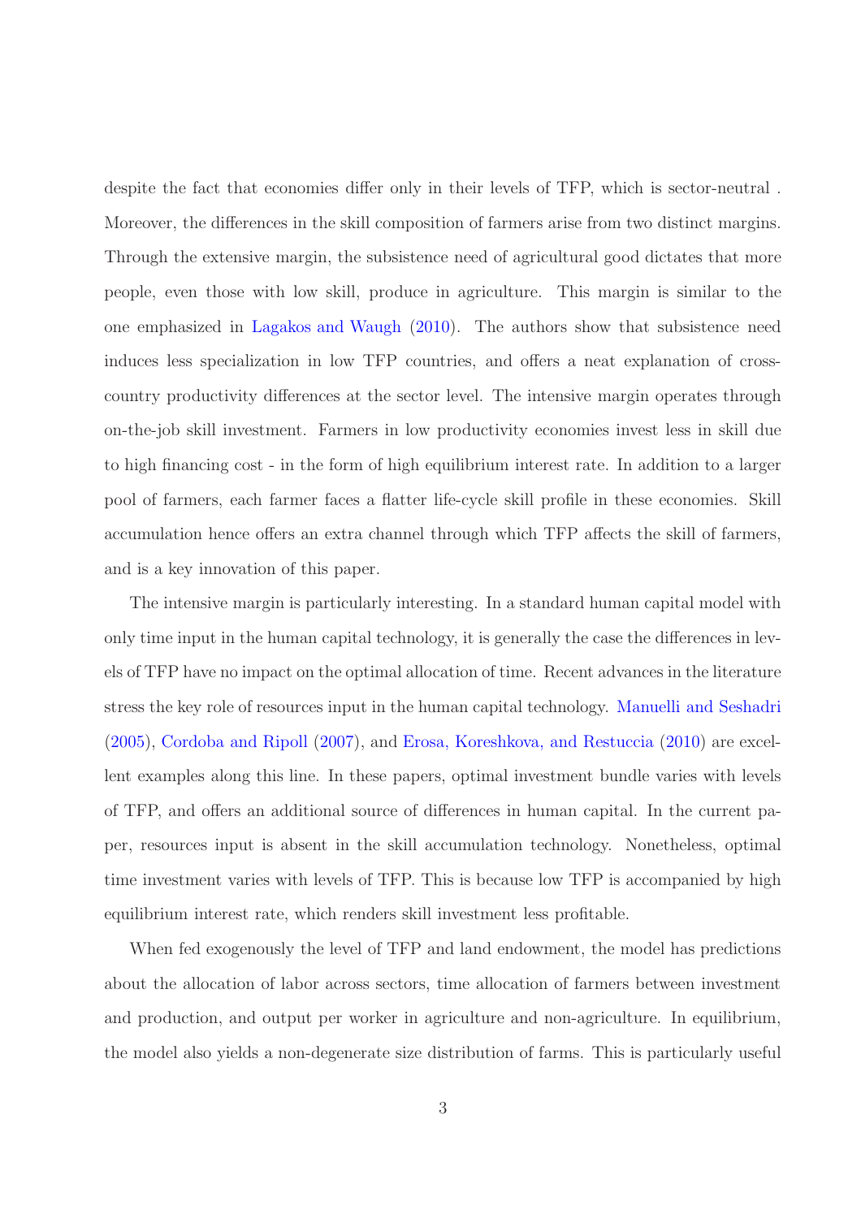despite the fact that economies differ only in their levels of TFP, which is sector-neutral . Moreover, the differences in the skill composition of farmers arise from two distinct margins. Through the extensive margin, the subsistence need of agricultural good dictates that more people, even those with low skill, produce in agriculture. This margin is similar to the one emphasized in Lagakos and Waugh (2010). The authors show that subsistence need induces less specialization in low TFP countries, and offers a neat explanation of cross-country productivity differences at the sector level. The intensive margin operates through on-the-job skill investment. Farmers in low productivity economies invest less in skill due to high financing cost - in the form of high equilibrium interest rate. In addition to a larger pool of farmers, each farmer faces a flatter life-cycle skill profile in these economies. Skill accumulation hence offers an extra channel through which TFP affects the skill of farmers, and is a key innovation of this paper.

The intensive margin is particularly interesting. In a standard human capital model with only time input in the human capital technology, it is generally the case the differences in levels of TFP have no impact on the optimal allocation of time. Recent advances in the literature stress the key role of resources input in the human capital technology. Manuelli and Seshadri (2005), Cordoba and Ripoll (2007), and Erosa, Koreshkova, and Restuccia (2010) are excellent examples along this line. In these papers, optimal investment bundle varies with levels of TFP, and offers an additional source of differences in human capital. In the current paper, resources input is absent in the skill accumulation technology. Nonetheless, optimal time investment varies with levels of TFP. This is because low TFP is accompanied by high equilibrium interest rate, which renders skill investment less profitable.

When fed exogenously the level of TFP and land endowment, the model has predictions about the allocation of labor across sectors, time allocation of farmers between investment and production, and output per worker in agriculture and non-agriculture. In equilibrium, the model also yields a non-degenerate size distribution of farms. This is particularly useful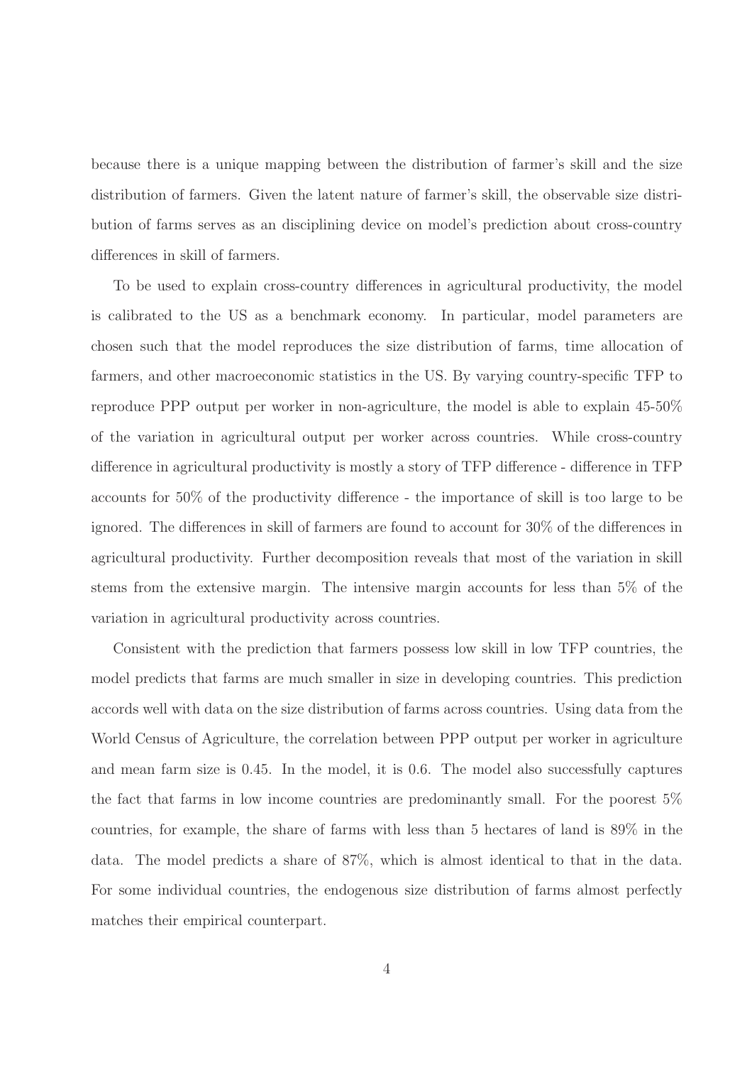because there is a unique mapping between the distribution of farmer's skill and the size distribution of farmers. Given the latent nature of farmer's skill, the observable size distribution of farms serves as an disciplining device on model's prediction about cross-country differences in skill of farmers.

To be used to explain cross-country differences in agricultural productivity, the model is calibrated to the US as a benchmark economy. In particular, model parameters are chosen such that the model reproduces the size distribution of farms, time allocation of farmers, and other macroeconomic statistics in the US. By varying country-specific TFP to reproduce PPP output per worker in non-agriculture, the model is able to explain 45-50% of the variation in agricultural output per worker across countries. While cross-country difference in agricultural productivity is mostly a story of TFP difference - difference in TFP accounts for 50% of the productivity difference - the importance of skill is too large to be ignored. The differences in skill of farmers are found to account for 30% of the differences in agricultural productivity. Further decomposition reveals that most of the variation in skill stems from the extensive margin. The intensive margin accounts for less than 5% of the variation in agricultural productivity across countries.

Consistent with the prediction that farmers possess low skill in low TFP countries, the model predicts that farms are much smaller in size in developing countries. This prediction accords well with data on the size distribution of farms across countries. Using data from the World Census of Agriculture, the correlation between PPP output per worker in agriculture and mean farm size is 0.45. In the model, it is 0.6. The model also successfully captures the fact that farms in low income countries are predominantly small. For the poorest 5% countries, for example, the share of farms with less than 5 hectares of land is 89% in the data. The model predicts a share of 87%, which is almost identical to that in the data. For some individual countries, the endogenous size distribution of farms almost perfectly matches their empirical counterpart.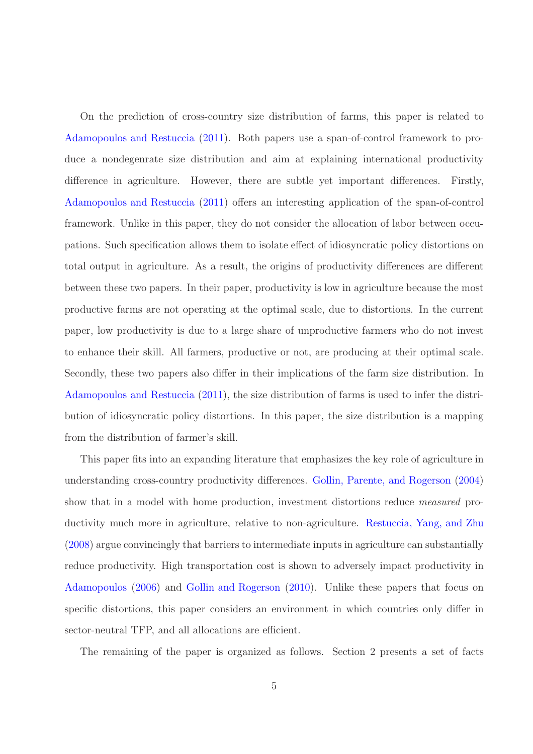On the prediction of cross-country size distribution of farms, this paper is related to Adamopoulos and Restuccia (2011). Both papers use a span-of-control framework to produce a nondegenrate size distribution and aim at explaining international productivity difference in agriculture. However, there are subtle yet important differences. Firstly, Adamopoulos and Restuccia (2011) offers an interesting application of the span-of-control framework. Unlike in this paper, they do not consider the allocation of labor between occupations. Such specification allows them to isolate effect of idiosyncratic policy distortions on total output in agriculture. As a result, the origins of productivity differences are different between these two papers. In their paper, productivity is low in agriculture because the most productive farms are not operating at the optimal scale, due to distortions. In the current paper, low productivity is due to a large share of unproductive farmers who do not invest to enhance their skill. All farmers, productive or not, are producing at their optimal scale. Secondly, these two papers also differ in their implications of the farm size distribution. In Adamopoulos and Restuccia (2011), the size distribution of farms is used to infer the distribution of idiosyncratic policy distortions. In this paper, the size distribution is a mapping from the distribution of farmer's skill.

This paper fits into an expanding literature that emphasizes the key role of agriculture in understanding cross-country productivity differences. Gollin, Parente, and Rogerson (2004) show that in a model with home production, investment distortions reduce *measured* productivity much more in agriculture, relative to non-agriculture. Restuccia, Yang, and Zhu (2008) argue convincingly that barriers to intermediate inputs in agriculture can substantially reduce productivity. High transportation cost is shown to adversely impact productivity in Adamopoulos (2006) and Gollin and Rogerson (2010). Unlike these papers that focus on specific distortions, this paper considers an environment in which countries only differ in sector-neutral TFP, and all allocations are efficient.

The remaining of the paper is organized as follows. Section 2 presents a set of facts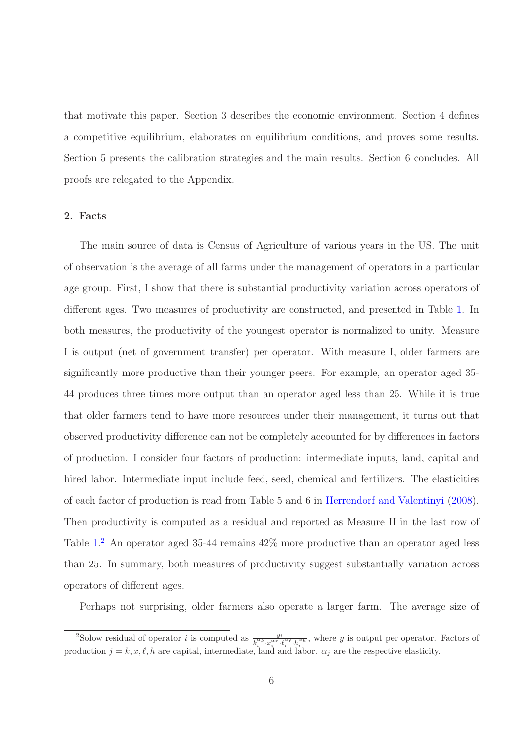that motivate this paper. Section 3 describes the economic environment. Section 4 defines a competitive equilibrium, elaborates on equilibrium conditions, and proves some results. Section 5 presents the calibration strategies and the main results. Section 6 concludes. All proofs are relegated to the Appendix.

## 2. Facts

The main source of data is Census of Agriculture of various years in the US. The unit of observation is the average of all farms under the management of operators in a particular age group. First, I show that there is substantial productivity variation across operators of different ages. Two measures of productivity are constructed, and presented in Table 1. In both measures, the productivity of the youngest operator is normalized to unity. Measure I is output (net of government transfer) per operator. With measure I, older farmers are significantly more productive than their younger peers. For example, an operator aged 35-44 produces three times more output than an operator aged less than 25. While it is true that older farmers tend to have more resources under their management, it turns out that observed productivity difference can not be completely accounted for by differences in factors of production. I consider four factors of production: intermediate inputs, land, capital and hired labor. Intermediate input include feed, seed, chemical and fertilizers. The elasticities of each factor of production is read from Table 5 and 6 in Herrendorf and Valentinyi (2008). Then productivity is computed as a residual and reported as Measure II in the last row of Table 1.[2] An operator aged 35-44 remains 42% more productive than an operator aged less than 25. In summary, both measures of productivity suggest substantially variation across operators of different ages.

Perhaps not surprising, older farmers also operate a larger farm. The average size of

[2] Solow residual of operator $i$ is computed as $\frac{y_i}{k_i^{\alpha_k} \cdot x_i^{\alpha_x} \cdot \ell_i^{\alpha_\ell} \cdot h_i^{\alpha_h}}$, where $y$ is output per operator. Factors of production $j = k, x, \ell, h$ are capital, intermediate, land and labor. $\alpha_j$ are the respective elasticity.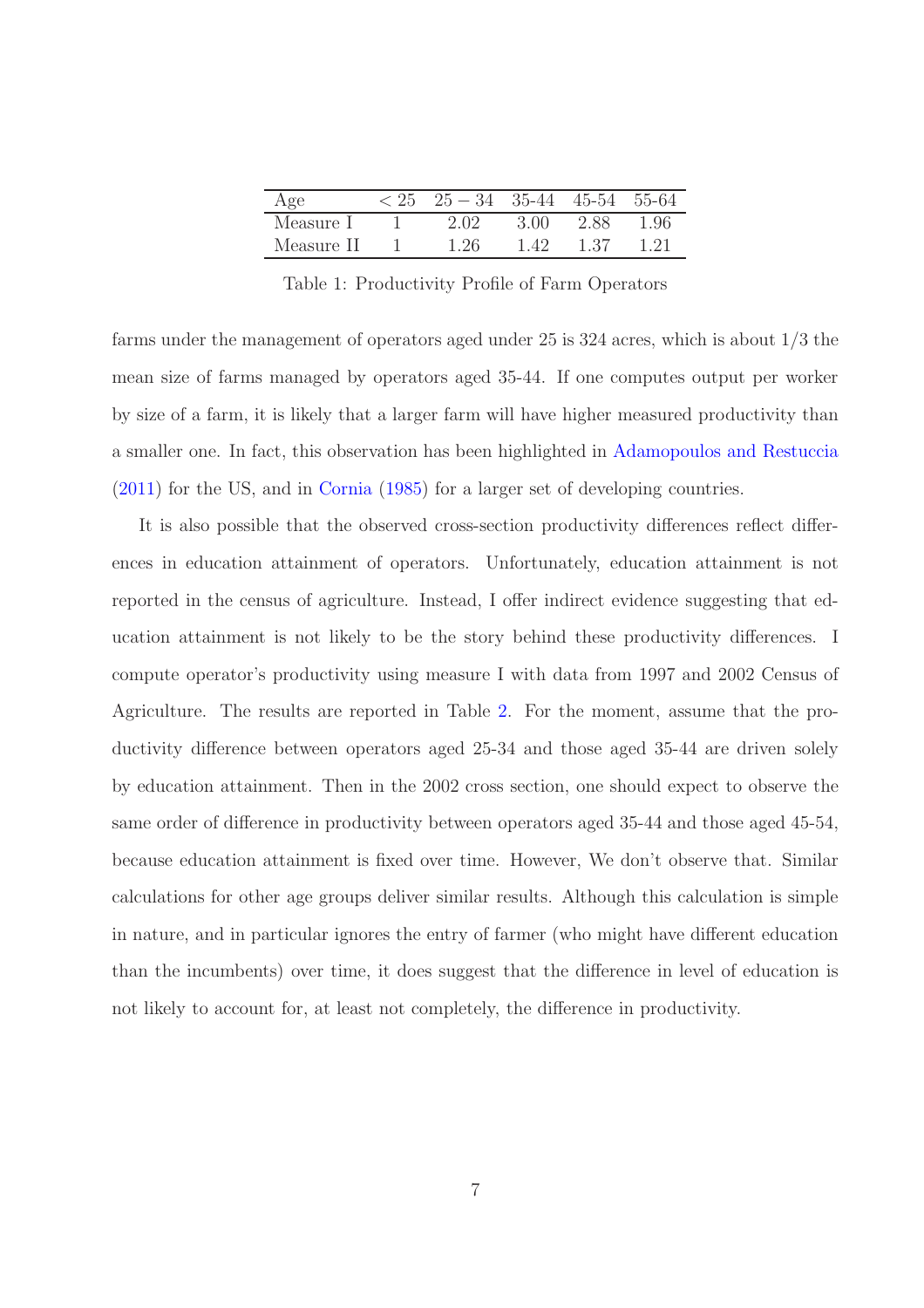| Age | $< 25$ | $25-34$ | 35-44 | 45-54 | 55-64 |
|---|---|---|---|---|---|
| Measure I | 1 | 2.02 | 3.00 | 2.88 | 1.96 |
| Measure II | 1 | 1.26 | 1.42 | 1.37 | 1.21 |

Table 1: Productivity Profile of Farm Operators

farms under the management of operators aged under 25 is 324 acres, which is about 1/3 the mean size of farms managed by operators aged 35-44. If one computes output per worker by size of a farm, it is likely that a larger farm will have higher measured productivity than a smaller one. In fact, this observation has been highlighted in Adamopoulos and Restuccia (2011) for the US, and in Cornia (1985) for a larger set of developing countries.

It is also possible that the observed cross-section productivity differences reflect differences in education attainment of operators. Unfortunately, education attainment is not reported in the census of agriculture. Instead, I offer indirect evidence suggesting that education attainment is not likely to be the story behind these productivity differences. I compute operator's productivity using measure I with data from 1997 and 2002 Census of Agriculture. The results are reported in Table 2. For the moment, assume that the productivity difference between operators aged 25-34 and those aged 35-44 are driven solely by education attainment. Then in the 2002 cross section, one should expect to observe the same order of difference in productivity between operators aged 35-44 and those aged 45-54, because education attainment is fixed over time. However, We don't observe that. Similar calculations for other age groups deliver similar results. Although this calculation is simple in nature, and in particular ignores the entry of farmer (who might have different education than the incumbents) over time, it does suggest that the difference in level of education is not likely to account for, at least not completely, the difference in productivity.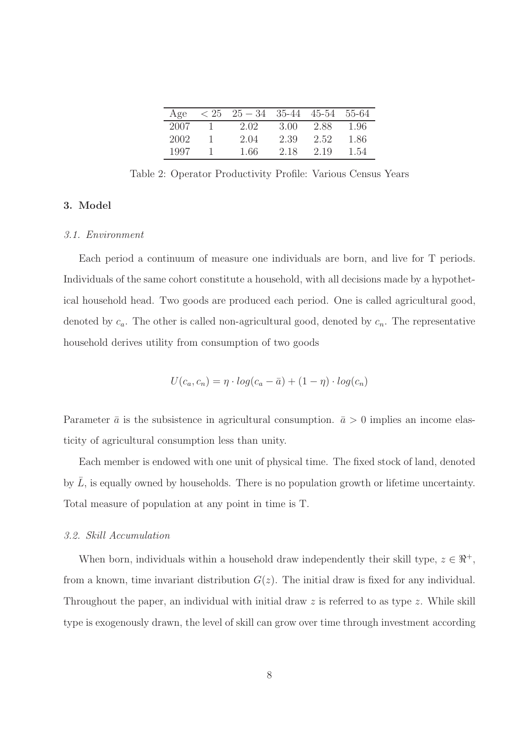| Age | $< 25$ | $25-34$ | 35-44 | 45-54 | 55-64 |
|---|---|---|---|---|---|
| 2007 | 1 | 2.02 | 3.00 | 2.88 | 1.96 |
| 2002 | 1 | 2.04 | 2.39 | 2.52 | 1.86 |
| 1997 | 1 | 1.66 | 2.18 | 2.19 | 1.54 |

Table 2: Operator Productivity Profile: Various Census Years

## 3. Model

### *3.1. Environment*

Each period a continuum of measure one individuals are born, and live for T periods. Individuals of the same cohort constitute a household, with all decisions made by a hypothetical household head. Two goods are produced each period. One is called agricultural good, denoted by $c_a$. The other is called non-agricultural good, denoted by $c_n$. The representative household derives utility from consumption of two goods

$$U(c_a, c_n) = \eta \cdot log(c_a - \bar{a}) + (1 - \eta) \cdot log(c_n)$$

Parameter $\bar{a}$ is the subsistence in agricultural consumption. $\bar{a} > 0$ implies an income elasticity of agricultural consumption less than unity.

Each member is endowed with one unit of physical time. The fixed stock of land, denoted by $\bar{L}$, is equally owned by households. There is no population growth or lifetime uncertainty. Total measure of population at any point in time is T.

### *3.2. Skill Accumulation*

When born, individuals within a household draw independently their skill type, $z \in \Re^+$, from a known, time invariant distribution $G(z)$. The initial draw is fixed for any individual. Throughout the paper, an individual with initial draw $z$ is referred to as type $z$. While skill type is exogenously drawn, the level of skill can grow over time through investment according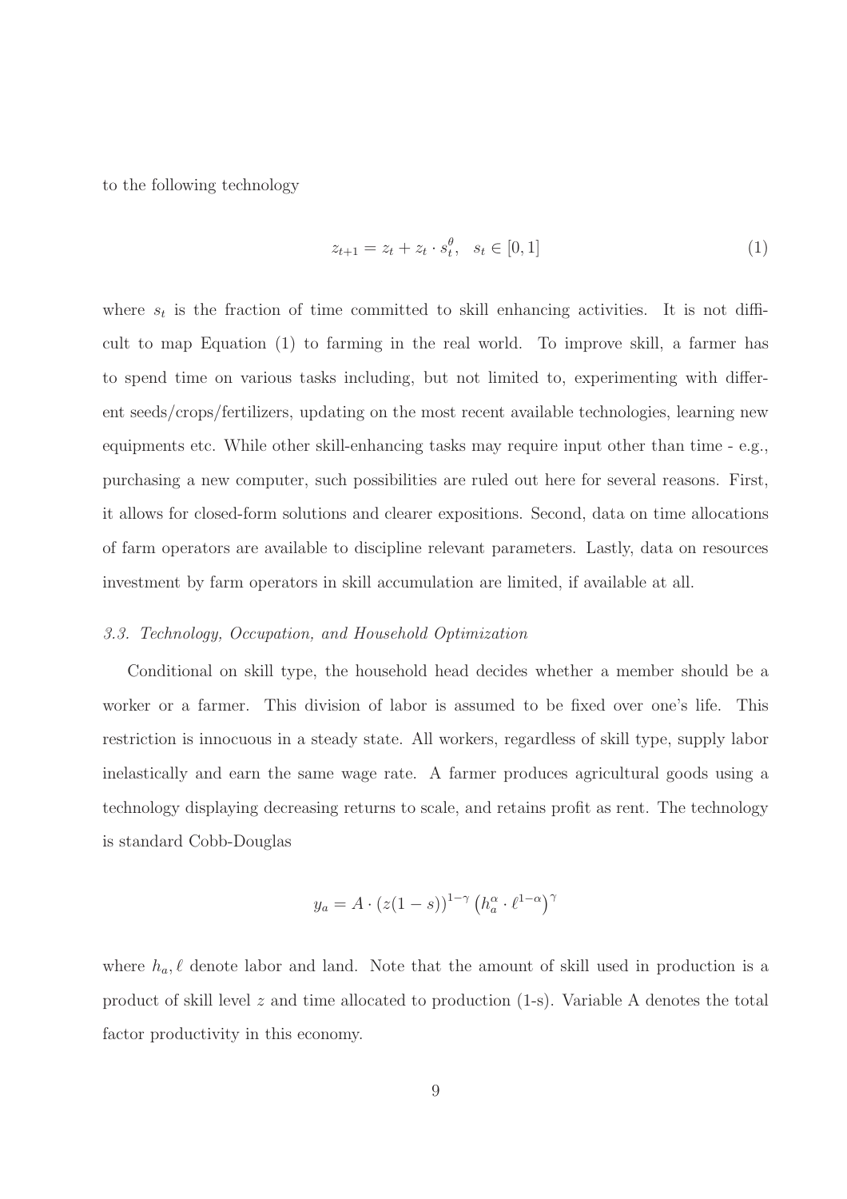to the following technology

$$z_{t+1} = z_t + z_t \cdot s_t^{\theta}, \quad s_t \in [0, 1] \tag{1}$$

where $s_t$ is the fraction of time committed to skill enhancing activities. It is not difficult to map Equation (1) to farming in the real world. To improve skill, a farmer has to spend time on various tasks including, but not limited to, experimenting with different seeds/crops/fertilizers, updating on the most recent available technologies, learning new equipments etc. While other skill-enhancing tasks may require input other than time - e.g., purchasing a new computer, such possibilities are ruled out here for several reasons. First, it allows for closed-form solutions and clearer expositions. Second, data on time allocations of farm operators are available to discipline relevant parameters. Lastly, data on resources investment by farm operators in skill accumulation are limited, if available at all.

### *3.3. Technology, Occupation, and Household Optimization*

Conditional on skill type, the household head decides whether a member should be a worker or a farmer. This division of labor is assumed to be fixed over one's life. This restriction is innocuous in a steady state. All workers, regardless of skill type, supply labor inelastically and earn the same wage rate. A farmer produces agricultural goods using a technology displaying decreasing returns to scale, and retains profit as rent. The technology is standard Cobb-Douglas

$$y_a = A \cdot (z(1-s))^{1-\gamma} \left(h_a^{\alpha} \cdot \ell^{1-\alpha}\right)^{\gamma}$$

where $h_a, \ell$ denote labor and land. Note that the amount of skill used in production is a product of skill level $z$ and time allocated to production (1-s). Variable A denotes the total factor productivity in this economy.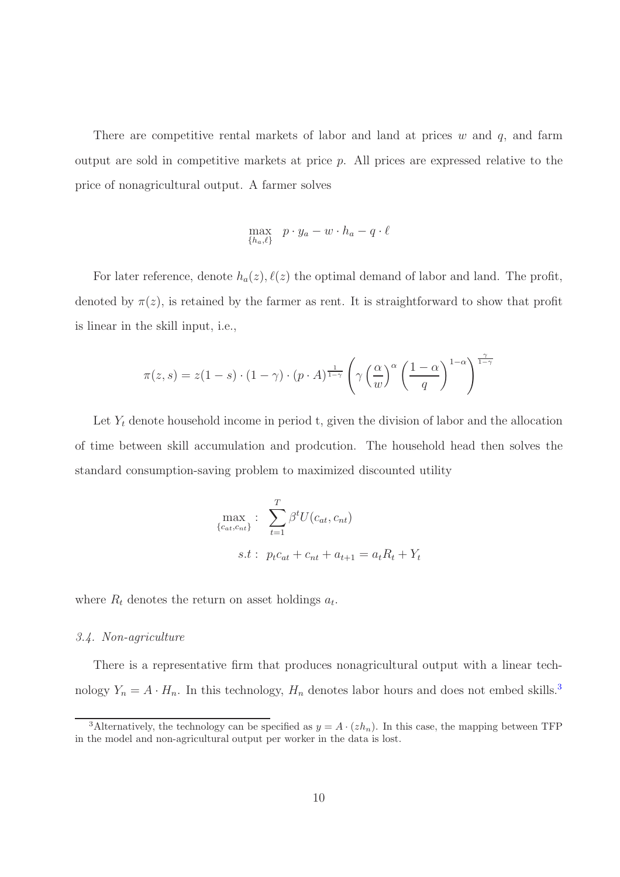There are competitive rental markets of labor and land at prices $w$ and $q$, and farm output are sold in competitive markets at price $p$. All prices are expressed relative to the price of nonagricultural output. A farmer solves

$$\max_{\{h_a,\ell\}} \; p \cdot y_a - w \cdot h_a - q \cdot \ell$$

For later reference, denote $h_a(z), \ell(z)$ the optimal demand of labor and land. The profit, denoted by $\pi(z)$, is retained by the farmer as rent. It is straightforward to show that profit is linear in the skill input, i.e.,

$$\pi(z,s) = z(1-s) \cdot (1-\gamma) \cdot (p \cdot A)^{\frac{1}{1-\gamma}} \left( \gamma \left(\frac{\alpha}{w}\right)^{\alpha} \left(\frac{1-\alpha}{q}\right)^{1-\alpha} \right)^{\frac{\gamma}{1-\gamma}}$$

Let $Y_t$ denote household income in period t, given the division of labor and the allocation of time between skill accumulation and prodcution. The household head then solves the standard consumption-saving problem to maximized discounted utility

$$\max_{\{c_{at},c_{nt}\}} : \; \sum_{t=1}^{T} \beta^t U(c_{at}, c_{nt})$$

$$s.t: \; p_t c_{at} + c_{nt} + a_{t+1} = a_t R_t + Y_t$$

where $R_t$ denotes the return on asset holdings $a_t$.

### *3.4. Non-agriculture*

There is a representative firm that produces nonagricultural output with a linear technology $Y_n = A \cdot H_n$. In this technology, $H_n$ denotes labor hours and does not embed skills.[3]

[3] Alternatively, the technology can be specified as $y = A \cdot (zh_n)$. In this case, the mapping between TFP in the model and non-agricultural output per worker in the data is lost.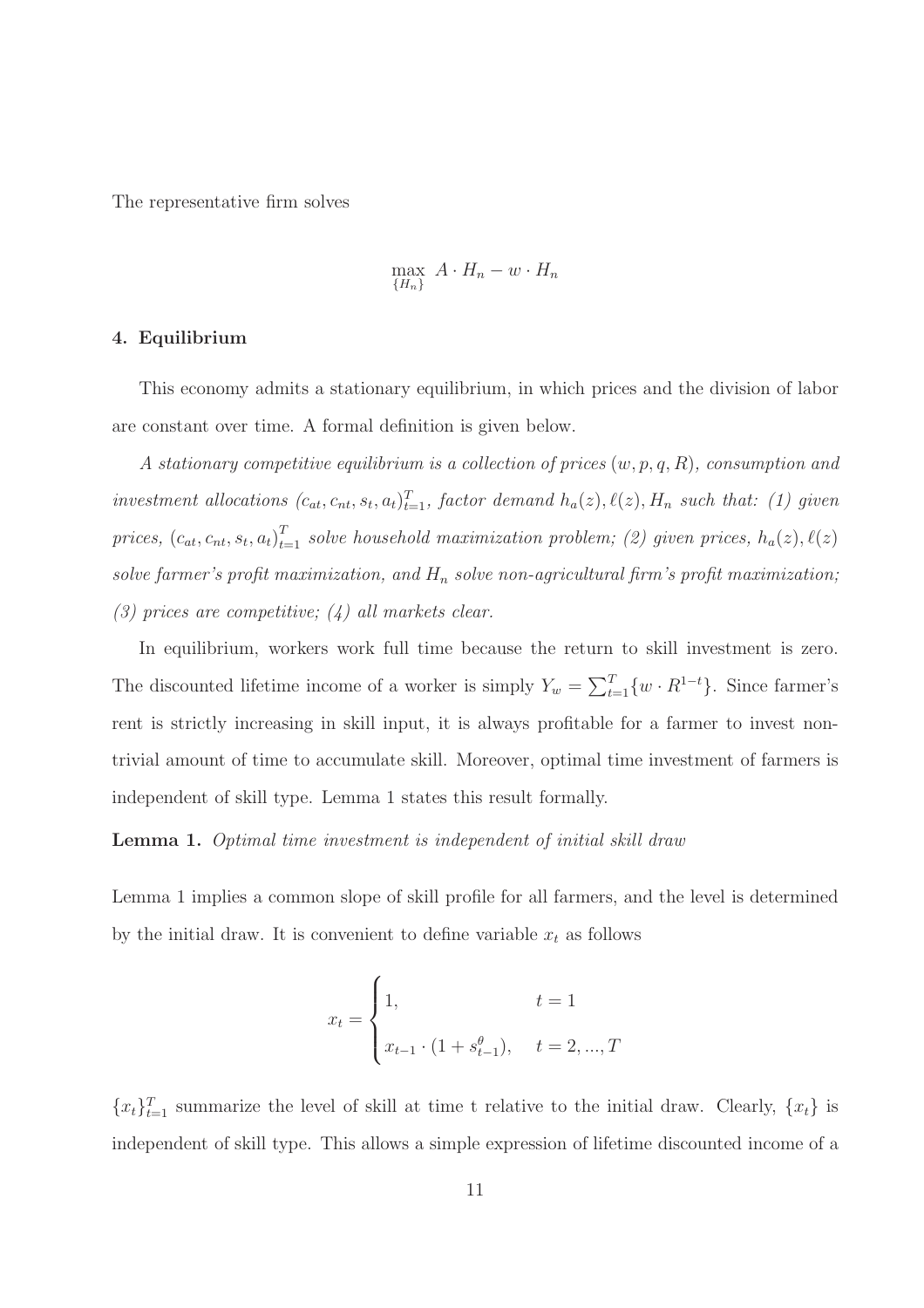The representative firm solves

$$\max_{\{H_n\}} \; A \cdot H_n - w \cdot H_n$$

## 4. Equilibrium

This economy admits a stationary equilibrium, in which prices and the division of labor are constant over time. A formal definition is given below.

*A stationary competitive equilibrium is a collection of prices $(w, p, q, R)$, consumption and investment allocations $(c_{at}, c_{nt}, s_t, a_t)_{t=1}^{T}$, factor demand $h_a(z), \ell(z), H_n$ such that: (1) given prices, $(c_{at}, c_{nt}, s_t, a_t)_{t=1}^{T}$ solve household maximization problem; (2) given prices, $h_a(z), \ell(z)$ solve farmer's profit maximization, and $H_n$ solve non-agricultural firm's profit maximization; (3) prices are competitive; (4) all markets clear.*

In equilibrium, workers work full time because the return to skill investment is zero. The discounted lifetime income of a worker is simply $Y_w = \sum_{t=1}^{T}\{w \cdot R^{1-t}\}$. Since farmer's rent is strictly increasing in skill input, it is always profitable for a farmer to invest non-trivial amount of time to accumulate skill. Moreover, optimal time investment of farmers is independent of skill type. Lemma 1 states this result formally.

**Lemma 1.** *Optimal time investment is independent of initial skill draw*

Lemma 1 implies a common slope of skill profile for all farmers, and the level is determined by the initial draw. It is convenient to define variable $x_t$ as follows

$$x_t = \begin{cases} 1, & t = 1 \\ x_{t-1} \cdot (1 + s_{t-1}^{\theta}), & t = 2, ..., T \end{cases}$$

$\{x_t\}_{t=1}^{T}$ summarize the level of skill at time t relative to the initial draw. Clearly, $\{x_t\}$ is independent of skill type. This allows a simple expression of lifetime discounted income of a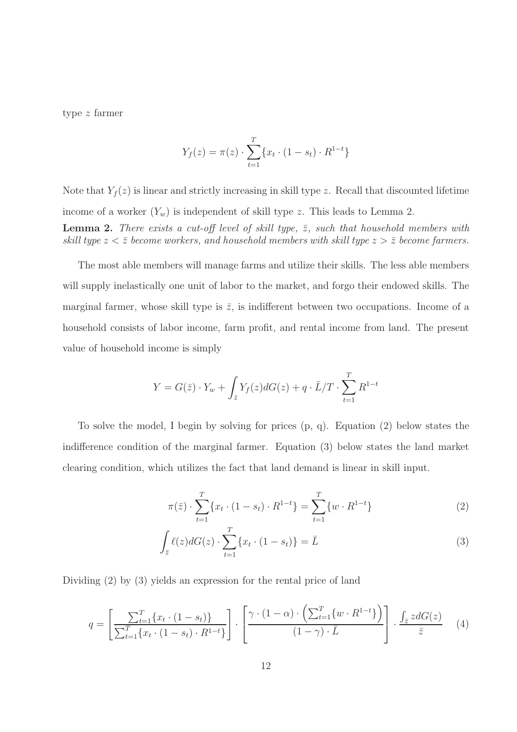type $z$ farmer

$$Y_f(z) = \pi(z) \cdot \sum_{t=1}^{T} \{x_t \cdot (1 - s_t) \cdot R^{1-t}\}$$

Note that $Y_f(z)$ is linear and strictly increasing in skill type $z$. Recall that discounted lifetime income of a worker ($Y_w$) is independent of skill type $z$. This leads to Lemma 2.

**Lemma 2.** *There exists a cut-off level of skill type, $\bar{z}$, such that household members with skill type $z < \bar{z}$ become workers, and household members with skill type $z > \bar{z}$ become farmers.*

The most able members will manage farms and utilize their skills. The less able members will supply inelastically one unit of labor to the market, and forgo their endowed skills. The marginal farmer, whose skill type is $\bar{z}$, is indifferent between two occupations. Income of a household consists of labor income, farm profit, and rental income from land. The present value of household income is simply

$$Y = G(\bar{z}) \cdot Y_w + \int_{\bar{z}} Y_f(z) dG(z) + q \cdot \bar{L}/T \cdot \sum_{t=1}^{T} R^{1-t}$$

To solve the model, I begin by solving for prices (p, q). Equation (2) below states the indifference condition of the marginal farmer. Equation (3) below states the land market clearing condition, which utilizes the fact that land demand is linear in skill input.

$$\pi(\bar{z}) \cdot \sum_{t=1}^{T} \{x_t \cdot (1 - s_t) \cdot R^{1-t}\} = \sum_{t=1}^{T} \{w \cdot R^{1-t}\} \tag{2}$$

$$\int_{\bar{z}} \ell(z) dG(z) \cdot \sum_{t=1}^{T} \{x_t \cdot (1 - s_t)\} = \bar{L} \tag{3}$$

Dividing (2) by (3) yields an expression for the rental price of land

$$q = \left[ \frac{\sum_{t=1}^{T} \{x_t \cdot (1 - s_t)\}}{\sum_{t=1}^{T} \{x_t \cdot (1 - s_t) \cdot R^{1-t}\}} \right] \cdot \left[ \frac{\gamma \cdot (1 - \alpha) \cdot \left( \sum_{t=1}^{T} \{w \cdot R^{1-t}\} \right)}{(1 - \gamma) \cdot \bar{L}} \right] \cdot \frac{\int_{\bar{z}} z dG(z)}{\bar{z}} \tag{4}$$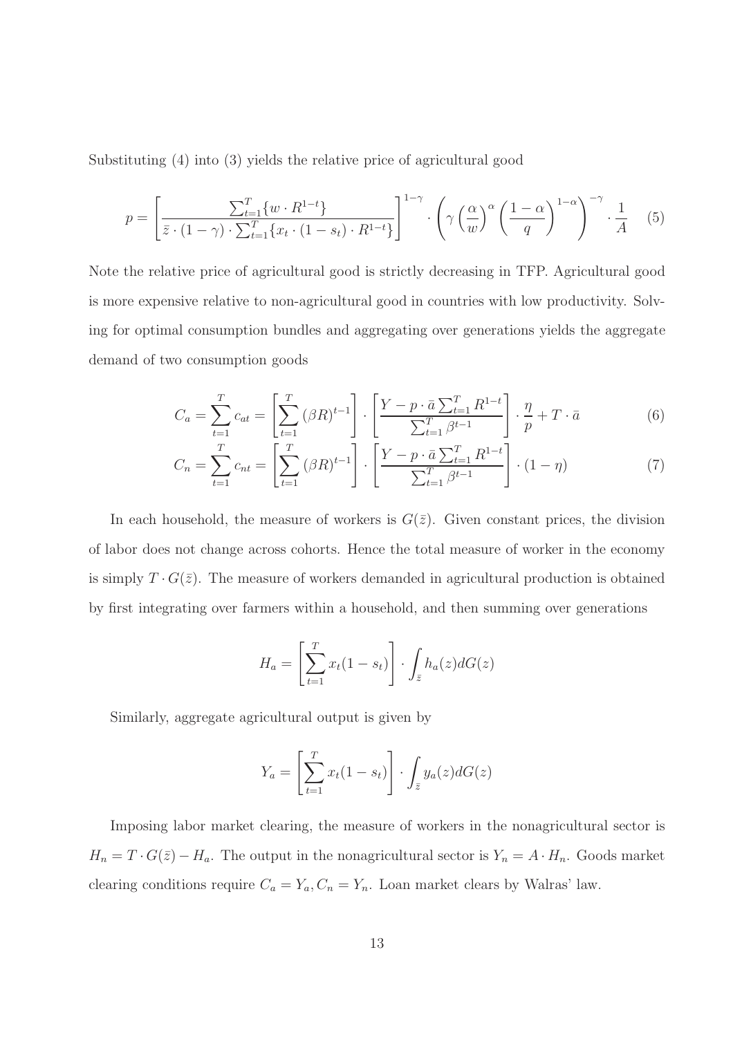Substituting (4) into (3) yields the relative price of agricultural good

$$p = \left[ \frac{\sum_{t=1}^{T} \{ w \cdot R^{1-t} \}}{\bar{z} \cdot (1-\gamma) \cdot \sum_{t=1}^{T} \{ x_t \cdot (1-s_t) \cdot R^{1-t} \}} \right]^{1-\gamma} \cdot \left( \gamma \left( \frac{\alpha}{w} \right)^{\alpha} \left( \frac{1-\alpha}{q} \right)^{1-\alpha} \right)^{-\gamma} \cdot \frac{1}{A} \quad (5)$$

Note the relative price of agricultural good is strictly decreasing in TFP. Agricultural good is more expensive relative to non-agricultural good in countries with low productivity. Solving for optimal consumption bundles and aggregating over generations yields the aggregate demand of two consumption goods

$$C_a = \sum_{t=1}^{T} c_{at} = \left[ \sum_{t=1}^{T} (\beta R)^{t-1} \right] \cdot \left[ \frac{Y - p \cdot \bar{a} \sum_{t=1}^{T} R^{1-t}}{\sum_{t=1}^{T} \beta^{t-1}} \right] \cdot \frac{\eta}{p} + T \cdot \bar{a} \quad (6)$$

$$C_n = \sum_{t=1}^{T} c_{nt} = \left[ \sum_{t=1}^{T} (\beta R)^{t-1} \right] \cdot \left[ \frac{Y - p \cdot \bar{a} \sum_{t=1}^{T} R^{1-t}}{\sum_{t=1}^{T} \beta^{t-1}} \right] \cdot (1-\eta) \quad (7)$$

In each household, the measure of workers is $G(\bar{z})$. Given constant prices, the division of labor does not change across cohorts. Hence the total measure of worker in the economy is simply $T \cdot G(\bar{z})$. The measure of workers demanded in agricultural production is obtained by first integrating over farmers within a household, and then summing over generations

$$H_a = \left[ \sum_{t=1}^{T} x_t (1-s_t) \right] \cdot \int_{\bar{z}} h_a(z) dG(z)$$

Similarly, aggregate agricultural output is given by

$$Y_a = \left[ \sum_{t=1}^{T} x_t (1-s_t) \right] \cdot \int_{\bar{z}} y_a(z) dG(z)$$

Imposing labor market clearing, the measure of workers in the nonagricultural sector is $H_n = T \cdot G(\bar{z}) - H_a$. The output in the nonagricultural sector is $Y_n = A \cdot H_n$. Goods market clearing conditions require $C_a = Y_a, C_n = Y_n$. Loan market clears by Walras' law.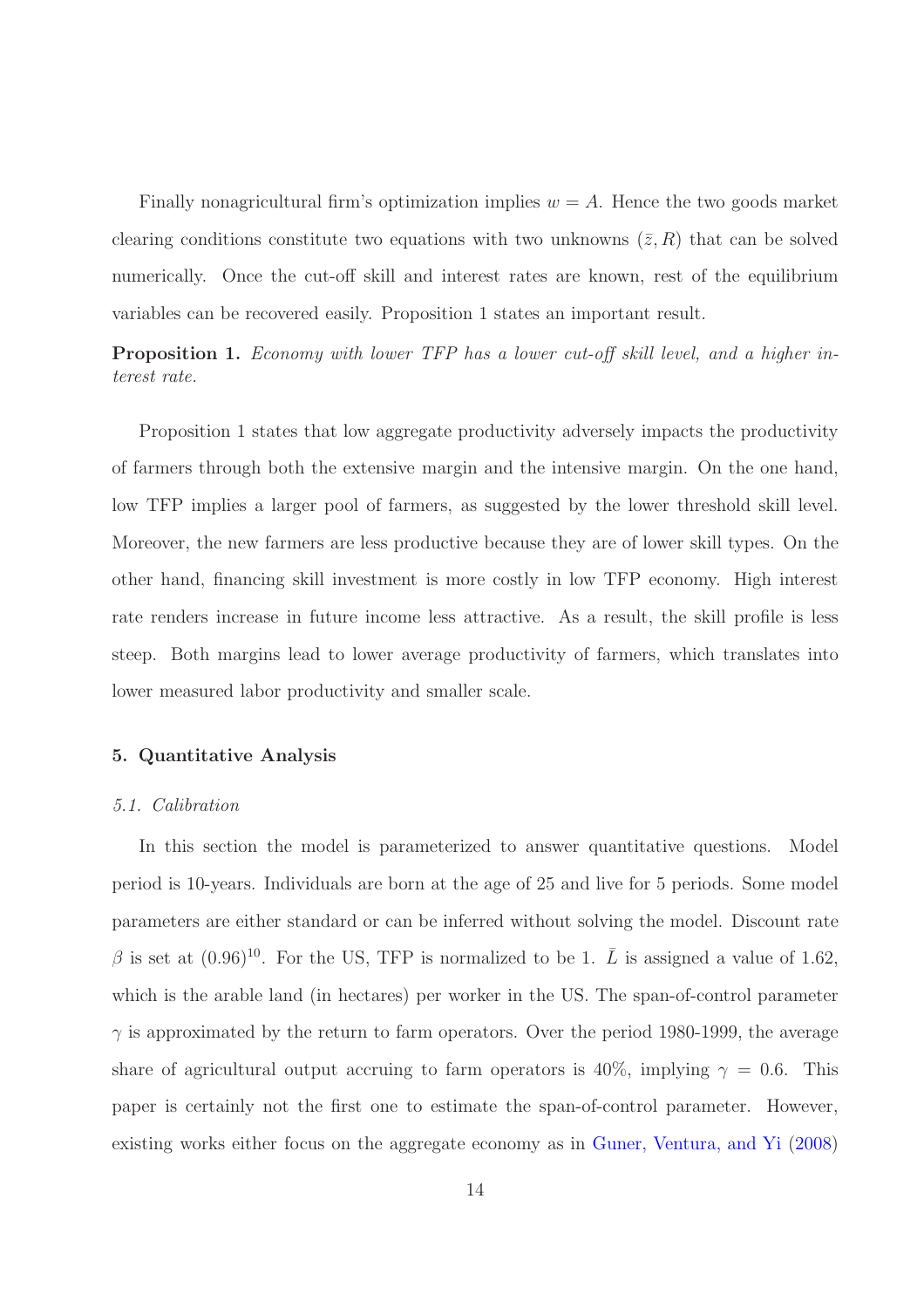Finally nonagricultural firm's optimization implies $w = A$. Hence the two goods market clearing conditions constitute two equations with two unknowns $(\bar{z}, R)$ that can be solved numerically. Once the cut-off skill and interest rates are known, rest of the equilibrium variables can be recovered easily. Proposition 1 states an important result.

**Proposition 1.** *Economy with lower TFP has a lower cut-off skill level, and a higher interest rate.*

Proposition 1 states that low aggregate productivity adversely impacts the productivity of farmers through both the extensive margin and the intensive margin. On the one hand, low TFP implies a larger pool of farmers, as suggested by the lower threshold skill level. Moreover, the new farmers are less productive because they are of lower skill types. On the other hand, financing skill investment is more costly in low TFP economy. High interest rate renders increase in future income less attractive. As a result, the skill profile is less steep. Both margins lead to lower average productivity of farmers, which translates into lower measured labor productivity and smaller scale.

## 5. Quantitative Analysis

### *5.1. Calibration*

In this section the model is parameterized to answer quantitative questions. Model period is 10-years. Individuals are born at the age of 25 and live for 5 periods. Some model parameters are either standard or can be inferred without solving the model. Discount rate $\beta$ is set at $(0.96)^{10}$. For the US, TFP is normalized to be 1. $\bar{L}$ is assigned a value of 1.62, which is the arable land (in hectares) per worker in the US. The span-of-control parameter $\gamma$ is approximated by the return to farm operators. Over the period 1980-1999, the average share of agricultural output accruing to farm operators is 40%, implying $\gamma = 0.6$. This paper is certainly not the first one to estimate the span-of-control parameter. However, existing works either focus on the aggregate economy as in Guner, Ventura, and Yi (2008)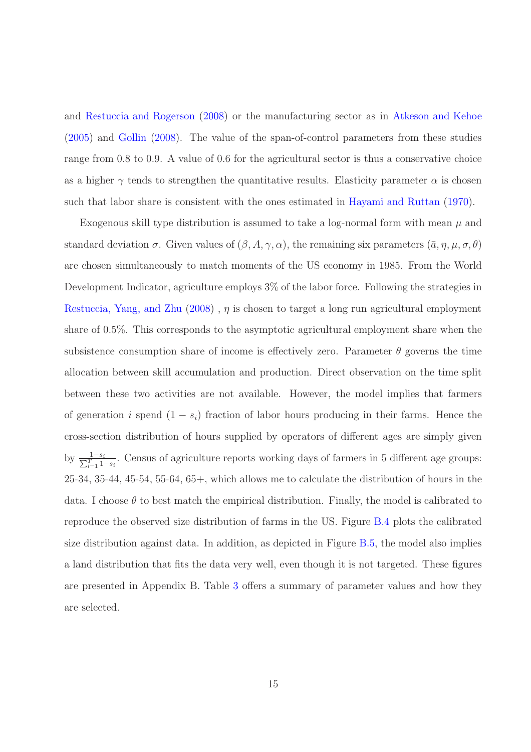and Restuccia and Rogerson (2008) or the manufacturing sector as in Atkeson and Kehoe (2005) and Gollin (2008). The value of the span-of-control parameters from these studies range from 0.8 to 0.9. A value of 0.6 for the agricultural sector is thus a conservative choice as a higher $\gamma$ tends to strengthen the quantitative results. Elasticity parameter $\alpha$ is chosen such that labor share is consistent with the ones estimated in Hayami and Ruttan (1970).

Exogenous skill type distribution is assumed to take a log-normal form with mean $\mu$ and standard deviation $\sigma$. Given values of $(\beta, A, \gamma, \alpha)$, the remaining six parameters $(\bar{a}, \eta, \mu, \sigma, \theta)$ are chosen simultaneously to match moments of the US economy in 1985. From the World Development Indicator, agriculture employs 3% of the labor force. Following the strategies in Restuccia, Yang, and Zhu (2008) , $\eta$ is chosen to target a long run agricultural employment share of 0.5%. This corresponds to the asymptotic agricultural employment share when the subsistence consumption share of income is effectively zero. Parameter $\theta$ governs the time allocation between skill accumulation and production. Direct observation on the time split between these two activities are not available. However, the model implies that farmers of generation $i$ spend $(1 - s_i)$ fraction of labor hours producing in their farms. Hence the cross-section distribution of hours supplied by operators of different ages are simply given by $\frac{1-s_i}{\sum_{i=1}^{T} 1-s_i}$. Census of agriculture reports working days of farmers in 5 different age groups: 25-34, 35-44, 45-54, 55-64, 65+, which allows me to calculate the distribution of hours in the data. I choose $\theta$ to best match the empirical distribution. Finally, the model is calibrated to reproduce the observed size distribution of farms in the US. Figure B.4 plots the calibrated size distribution against data. In addition, as depicted in Figure B.5, the model also implies a land distribution that fits the data very well, even though it is not targeted. These figures are presented in Appendix B. Table 3 offers a summary of parameter values and how they are selected.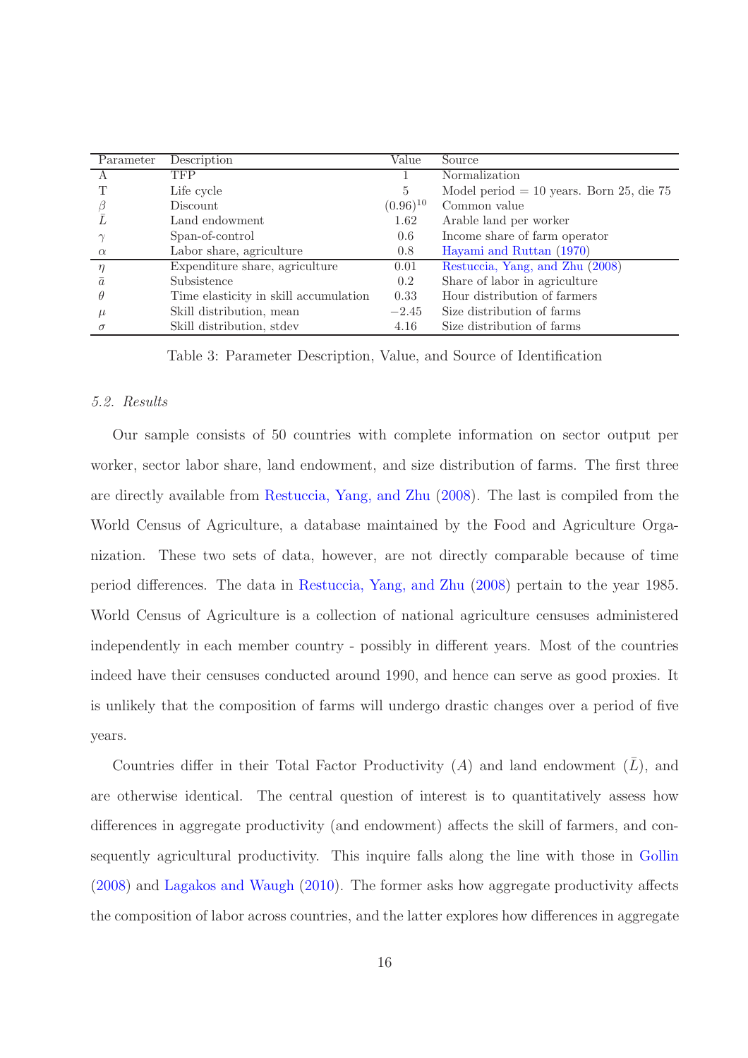| Parameter | Description | Value | Source |
|---|---|---|---|
| A | TFP | 1 | Normalization |
| T | Life cycle | 5 | Model period = 10 years. Born 25, die 75 |
| $\beta$ | Discount | $(0.96)^{10}$ | Common value |
| $\bar{L}$ | Land endowment | 1.62 | Arable land per worker |
| $\gamma$ | Span-of-control | 0.6 | Income share of farm operator |
| $\alpha$ | Labor share, agriculture | 0.8 | Hayami and Ruttan (1970) |
| $\eta$ | Expenditure share, agriculture | 0.01 | Restuccia, Yang, and Zhu (2008) |
| $\bar{a}$ | Subsistence | 0.2 | Share of labor in agriculture |
| $\theta$ | Time elasticity in skill accumulation | 0.33 | Hour distribution of farmers |
| $\mu$ | Skill distribution, mean | $-2.45$ | Size distribution of farms |
| $\sigma$ | Skill distribution, stdev | 4.16 | Size distribution of farms |

Table 3: Parameter Description, Value, and Source of Identification

### 5.2. Results

Our sample consists of 50 countries with complete information on sector output per worker, sector labor share, land endowment, and size distribution of farms. The first three are directly available from Restuccia, Yang, and Zhu (2008). The last is compiled from the World Census of Agriculture, a database maintained by the Food and Agriculture Organization. These two sets of data, however, are not directly comparable because of time period differences. The data in Restuccia, Yang, and Zhu (2008) pertain to the year 1985. World Census of Agriculture is a collection of national agriculture censuses administered independently in each member country - possibly in different years. Most of the countries indeed have their censuses conducted around 1990, and hence can serve as good proxies. It is unlikely that the composition of farms will undergo drastic changes over a period of five years.

Countries differ in their Total Factor Productivity ($A$) and land endowment ($\bar{L}$), and are otherwise identical. The central question of interest is to quantitatively assess how differences in aggregate productivity (and endowment) affects the skill of farmers, and consequently agricultural productivity. This inquire falls along the line with those in Gollin (2008) and Lagakos and Waugh (2010). The former asks how aggregate productivity affects the composition of labor across countries, and the latter explores how differences in aggregate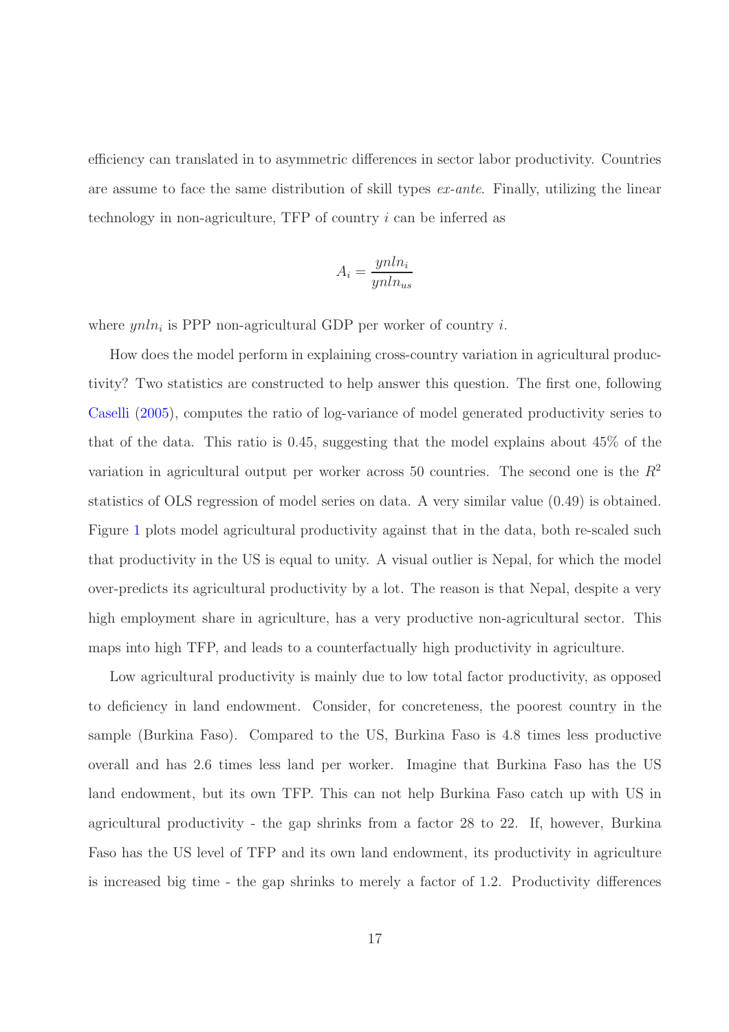efficiency can translated in to asymmetric differences in sector labor productivity. Countries are assume to face the same distribution of skill types *ex-ante*. Finally, utilizing the linear technology in non-agriculture, TFP of country $i$ can be inferred as

$$A_i = \frac{ynln_i}{ynln_{us}}$$

where $ynln_i$ is PPP non-agricultural GDP per worker of country $i$.

How does the model perform in explaining cross-country variation in agricultural productivity? Two statistics are constructed to help answer this question. The first one, following Caselli (2005), computes the ratio of log-variance of model generated productivity series to that of the data. This ratio is 0.45, suggesting that the model explains about 45% of the variation in agricultural output per worker across 50 countries. The second one is the $R^2$ statistics of OLS regression of model series on data. A very similar value (0.49) is obtained. Figure 1 plots model agricultural productivity against that in the data, both re-scaled such that productivity in the US is equal to unity. A visual outlier is Nepal, for which the model over-predicts its agricultural productivity by a lot. The reason is that Nepal, despite a very high employment share in agriculture, has a very productive non-agricultural sector. This maps into high TFP, and leads to a counterfactually high productivity in agriculture.

Low agricultural productivity is mainly due to low total factor productivity, as opposed to deficiency in land endowment. Consider, for concreteness, the poorest country in the sample (Burkina Faso). Compared to the US, Burkina Faso is 4.8 times less productive overall and has 2.6 times less land per worker. Imagine that Burkina Faso has the US land endowment, but its own TFP. This can not help Burkina Faso catch up with US in agricultural productivity - the gap shrinks from a factor 28 to 22. If, however, Burkina Faso has the US level of TFP and its own land endowment, its productivity in agriculture is increased big time - the gap shrinks to merely a factor of 1.2. Productivity differences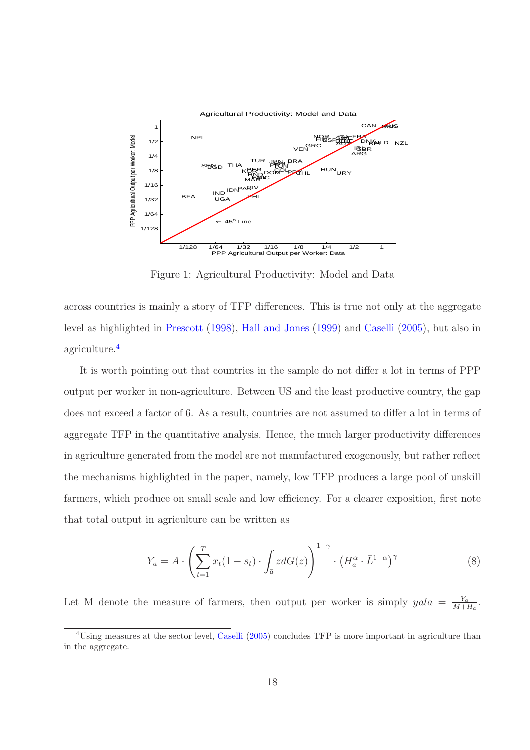Figure 1: Agricultural Productivity: Model and Data

across countries is mainly a story of TFP differences. This is true not only at the aggregate level as highlighted in Prescott (1998), Hall and Jones (1999) and Caselli (2005), but also in agriculture.[4]

It is worth pointing out that countries in the sample do not differ a lot in terms of PPP output per worker in non-agriculture. Between US and the least productive country, the gap does not exceed a factor of 6. As a result, countries are not assumed to differ a lot in terms of aggregate TFP in the quantitative analysis. Hence, the much larger productivity differences in agriculture generated from the model are not manufactured exogenously, but rather reflect the mechanisms highlighted in the paper, namely, low TFP produces a large pool of unskill farmers, which produce on small scale and low efficiency. For a clearer exposition, first note that total output in agriculture can be written as

$$Y_a = A \cdot \left( \sum_{t=1}^{T} x_t(1-s_t) \cdot \int_{\bar{a}} z dG(z) \right)^{1-\gamma} \cdot \left( H_a^{\alpha} \cdot \bar{L}^{1-\alpha} \right)^{\gamma} \tag{8}$$

Let M denote the measure of farmers, then output per worker is simply $yala = \frac{Y_a}{M+H_a}$.

[4] Using measures at the sector level, Caselli (2005) concludes TFP is more important in agriculture than in the aggregate.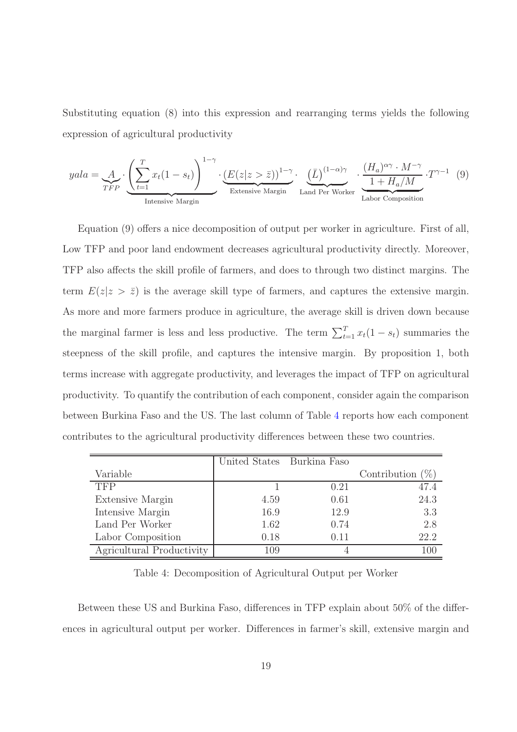Substituting equation (8) into this expression and rearranging terms yields the following expression of agricultural productivity

$$
yala = \underbrace{A}_{TFP} \cdot \underbrace{\left( \sum_{t=1}^{T} x_t (1 - s_t) \right)^{1-\gamma}}_{\text{Intensive Margin}} \cdot \underbrace{\left(E(z|z > \bar{z})\right)^{1-\gamma}}_{\text{Extensive Margin}} \cdot \underbrace{\left(\bar{L}\right)^{(1-\alpha)\gamma}}_{\text{Land Per Worker}} \cdot \underbrace{\frac{(H_a)^{\alpha\gamma} \cdot M^{-\gamma}}{1 + H_a/M}}_{\text{Labor Composition}} \cdot T^{\gamma-1} \quad (9)
$$

Equation (9) offers a nice decomposition of output per worker in agriculture. First of all, Low TFP and poor land endowment decreases agricultural productivity directly. Moreover, TFP also affects the skill profile of farmers, and does to through two distinct margins. The term $E(z|z > \bar{z})$ is the average skill type of farmers, and captures the extensive margin. As more and more farmers produce in agriculture, the average skill is driven down because the marginal farmer is less and less productive. The term $\sum_{t=1}^{T} x_t(1 - s_t)$ summaries the steepness of the skill profile, and captures the intensive margin. By proposition 1, both terms increase with aggregate productivity, and leverages the impact of TFP on agricultural productivity. To quantify the contribution of each component, consider again the comparison between Burkina Faso and the US. The last column of Table 4 reports how each component contributes to the agricultural productivity differences between these two countries.

| Variable | United States | Burkina Faso | Contribution (%) |
|---|---|---|---|
| TFP | 1 | 0.21 | 47.4 |
| Extensive Margin | 4.59 | 0.61 | 24.3 |
| Intensive Margin | 16.9 | 12.9 | 3.3 |
| Land Per Worker | 1.62 | 0.74 | 2.8 |
| Labor Composition | 0.18 | 0.11 | 22.2 |
| Agricultural Productivity | 109 | 4 | 100 |

Table 4: Decomposition of Agricultural Output per Worker

Between these US and Burkina Faso, differences in TFP explain about 50% of the differences in agricultural output per worker. Differences in farmer's skill, extensive margin and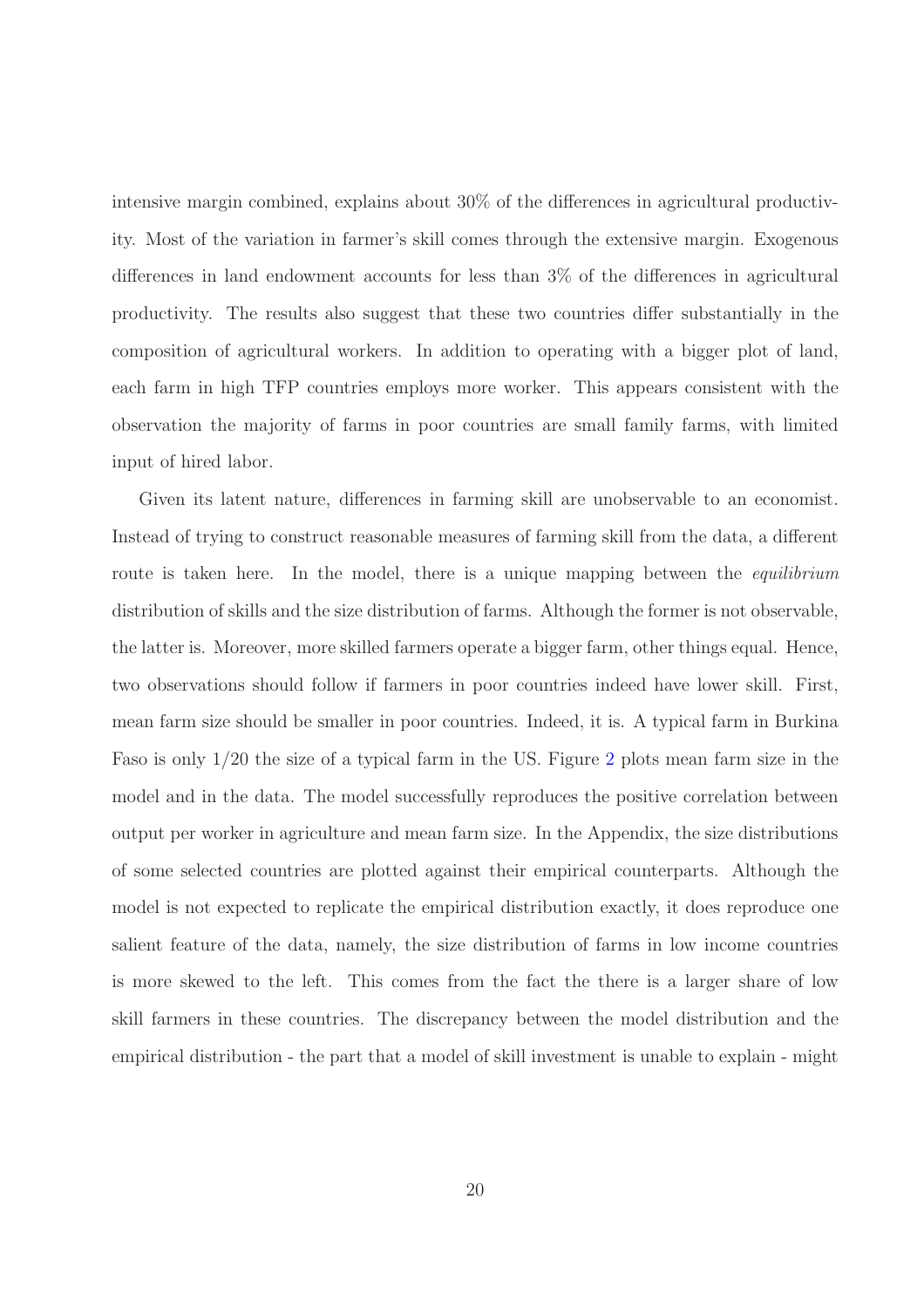intensive margin combined, explains about 30% of the differences in agricultural productivity. Most of the variation in farmer's skill comes through the extensive margin. Exogenous differences in land endowment accounts for less than 3% of the differences in agricultural productivity. The results also suggest that these two countries differ substantially in the composition of agricultural workers. In addition to operating with a bigger plot of land, each farm in high TFP countries employs more worker. This appears consistent with the observation the majority of farms in poor countries are small family farms, with limited input of hired labor.

Given its latent nature, differences in farming skill are unobservable to an economist. Instead of trying to construct reasonable measures of farming skill from the data, a different route is taken here. In the model, there is a unique mapping between the *equilibrium* distribution of skills and the size distribution of farms. Although the former is not observable, the latter is. Moreover, more skilled farmers operate a bigger farm, other things equal. Hence, two observations should follow if farmers in poor countries indeed have lower skill. First, mean farm size should be smaller in poor countries. Indeed, it is. A typical farm in Burkina Faso is only 1/20 the size of a typical farm in the US. Figure 2 plots mean farm size in the model and in the data. The model successfully reproduces the positive correlation between output per worker in agriculture and mean farm size. In the Appendix, the size distributions of some selected countries are plotted against their empirical counterparts. Although the model is not expected to replicate the empirical distribution exactly, it does reproduce one salient feature of the data, namely, the size distribution of farms in low income countries is more skewed to the left. This comes from the fact the there is a larger share of low skill farmers in these countries. The discrepancy between the model distribution and the empirical distribution - the part that a model of skill investment is unable to explain - might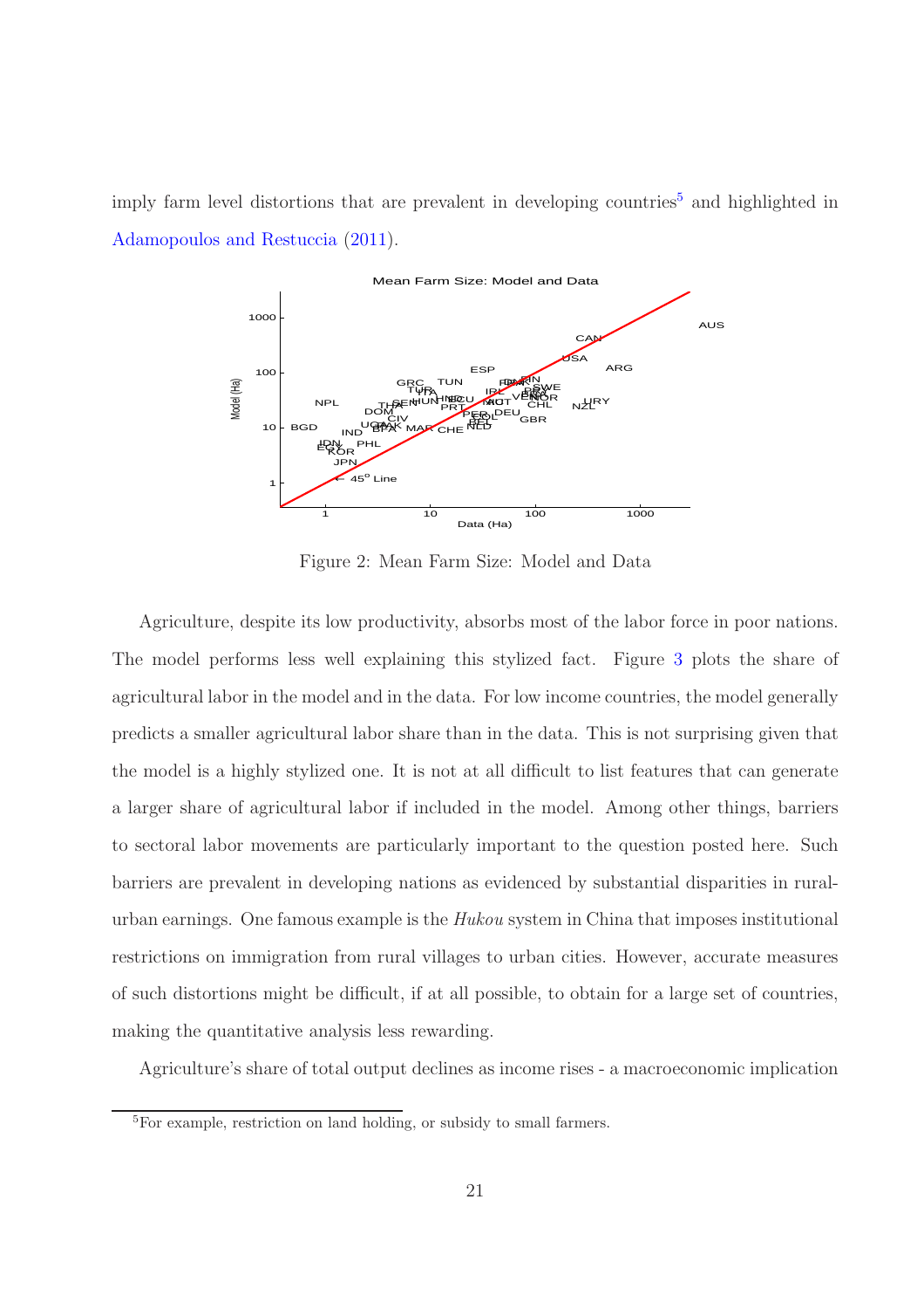imply farm level distortions that are prevalent in developing countries[5] and highlighted in Adamopoulos and Restuccia (2011).

Figure 2: Mean Farm Size: Model and Data

Agriculture, despite its low productivity, absorbs most of the labor force in poor nations. The model performs less well explaining this stylized fact. Figure 3 plots the share of agricultural labor in the model and in the data. For low income countries, the model generally predicts a smaller agricultural labor share than in the data. This is not surprising given that the model is a highly stylized one. It is not at all difficult to list features that can generate a larger share of agricultural labor if included in the model. Among other things, barriers to sectoral labor movements are particularly important to the question posted here. Such barriers are prevalent in developing nations as evidenced by substantial disparities in rural-urban earnings. One famous example is the *Hukou* system in China that imposes institutional restrictions on immigration from rural villages to urban cities. However, accurate measures of such distortions might be difficult, if at all possible, to obtain for a large set of countries, making the quantitative analysis less rewarding.

Agriculture's share of total output declines as income rises - a macroeconomic implication

[5] For example, restriction on land holding, or subsidy to small farmers.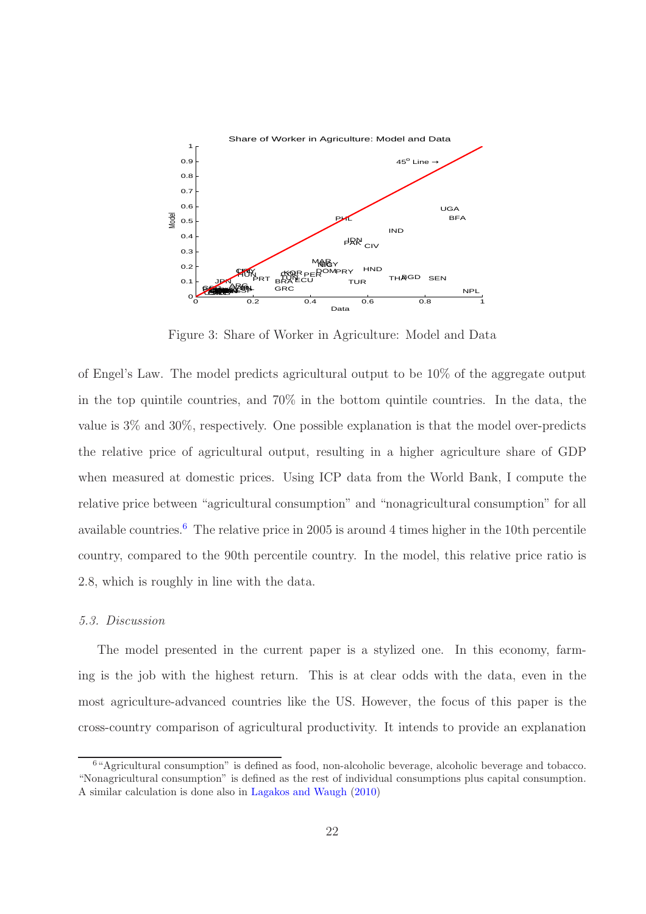Figure 3: Share of Worker in Agriculture: Model and Data

of Engel's Law. The model predicts agricultural output to be 10% of the aggregate output in the top quintile countries, and 70% in the bottom quintile countries. In the data, the value is 3% and 30%, respectively. One possible explanation is that the model over-predicts the relative price of agricultural output, resulting in a higher agriculture share of GDP when measured at domestic prices. Using ICP data from the World Bank, I compute the relative price between "agricultural consumption" and "nonagricultural consumption" for all available countries.[6] The relative price in 2005 is around 4 times higher in the 10th percentile country, compared to the 90th percentile country. In the model, this relative price ratio is 2.8, which is roughly in line with the data.

### *5.3. Discussion*

The model presented in the current paper is a stylized one. In this economy, farming is the job with the highest return. This is at clear odds with the data, even in the most agriculture-advanced countries like the US. However, the focus of this paper is the cross-country comparison of agricultural productivity. It intends to provide an explanation

[6] "Agricultural consumption" is defined as food, non-alcoholic beverage, alcoholic beverage and tobacco. "Nonagricultural consumption" is defined as the rest of individual consumptions plus capital consumption. A similar calculation is done also in Lagakos and Waugh (2010)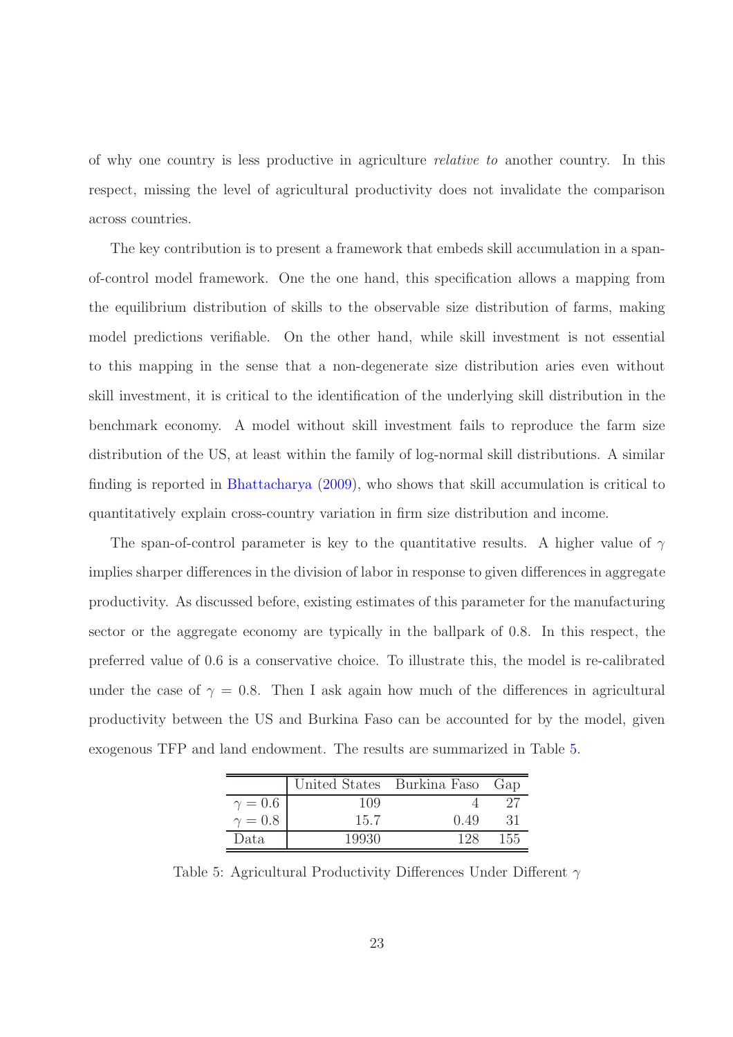of why one country is less productive in agriculture *relative to* another country. In this respect, missing the level of agricultural productivity does not invalidate the comparison across countries.

The key contribution is to present a framework that embeds skill accumulation in a span-of-control model framework. One the one hand, this specification allows a mapping from the equilibrium distribution of skills to the observable size distribution of farms, making model predictions verifiable. On the other hand, while skill investment is not essential to this mapping in the sense that a non-degenerate size distribution aries even without skill investment, it is critical to the identification of the underlying skill distribution in the benchmark economy. A model without skill investment fails to reproduce the farm size distribution of the US, at least within the family of log-normal skill distributions. A similar finding is reported in Bhattacharya (2009), who shows that skill accumulation is critical to quantitatively explain cross-country variation in firm size distribution and income.

The span-of-control parameter is key to the quantitative results. A higher value of $\gamma$ implies sharper differences in the division of labor in response to given differences in aggregate productivity. As discussed before, existing estimates of this parameter for the manufacturing sector or the aggregate economy are typically in the ballpark of 0.8. In this respect, the preferred value of 0.6 is a conservative choice. To illustrate this, the model is re-calibrated under the case of $\gamma = 0.8$. Then I ask again how much of the differences in agricultural productivity between the US and Burkina Faso can be accounted for by the model, given exogenous TFP and land endowment. The results are summarized in Table 5.

| | United States | Burkina Faso | Gap |
|---|---|---|---|
| $\gamma = 0.6$ | 109 | 4 | 27 |
| $\gamma = 0.8$ | 15.7 | 0.49 | 31 |
| Data | 19930 | 128 | 155 |

Table 5: Agricultural Productivity Differences Under Different $\gamma$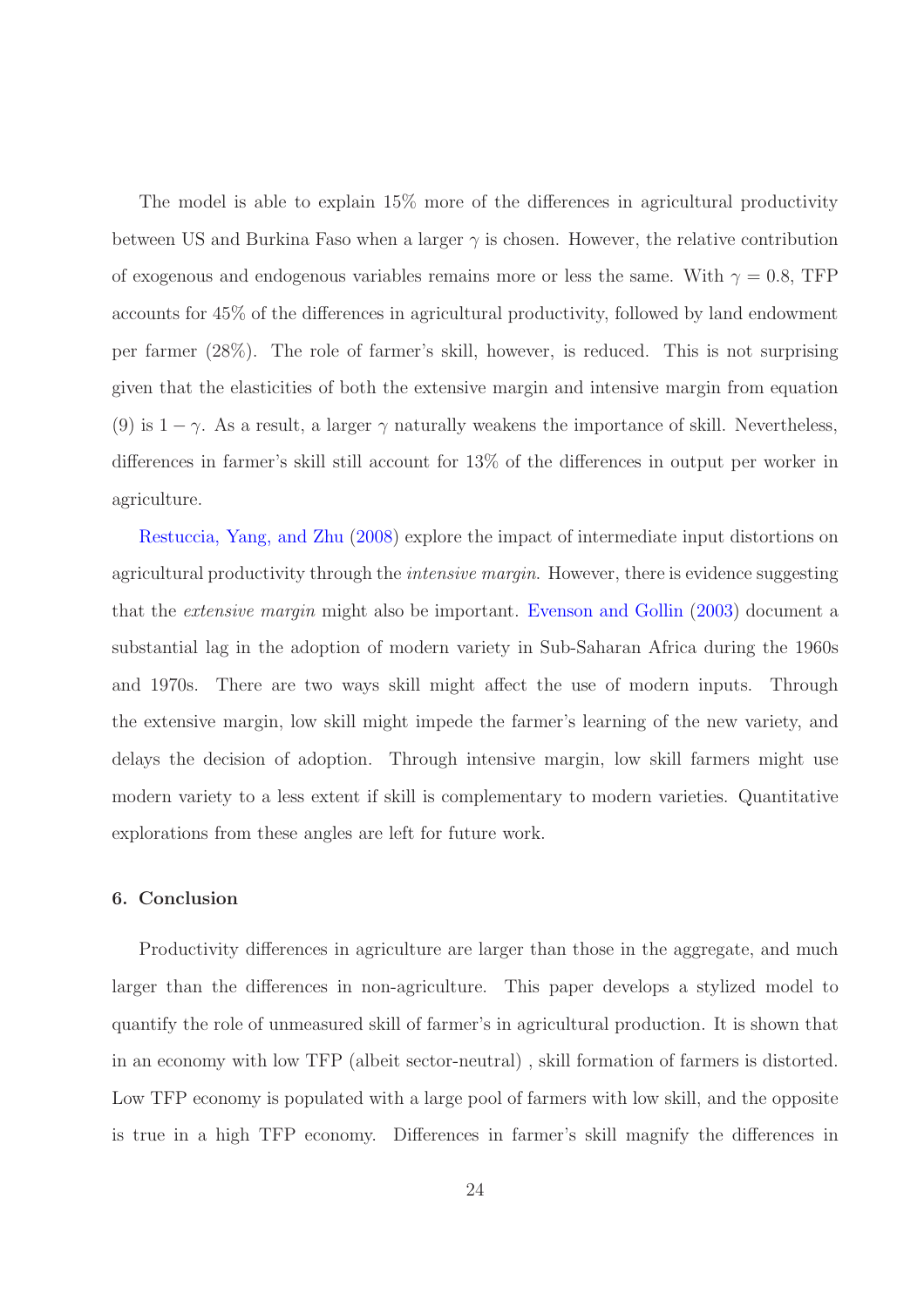The model is able to explain 15% more of the differences in agricultural productivity between US and Burkina Faso when a larger $\gamma$ is chosen. However, the relative contribution of exogenous and endogenous variables remains more or less the same. With $\gamma = 0.8$, TFP accounts for 45% of the differences in agricultural productivity, followed by land endowment per farmer (28%). The role of farmer's skill, however, is reduced. This is not surprising given that the elasticities of both the extensive margin and intensive margin from equation (9) is $1 - \gamma$. As a result, a larger $\gamma$ naturally weakens the importance of skill. Nevertheless, differences in farmer's skill still account for 13% of the differences in output per worker in agriculture.

Restuccia, Yang, and Zhu (2008) explore the impact of intermediate input distortions on agricultural productivity through the *intensive margin*. However, there is evidence suggesting that the *extensive margin* might also be important. Evenson and Gollin (2003) document a substantial lag in the adoption of modern variety in Sub-Saharan Africa during the 1960s and 1970s. There are two ways skill might affect the use of modern inputs. Through the extensive margin, low skill might impede the farmer's learning of the new variety, and delays the decision of adoption. Through intensive margin, low skill farmers might use modern variety to a less extent if skill is complementary to modern varieties. Quantitative explorations from these angles are left for future work.

## 6. Conclusion

Productivity differences in agriculture are larger than those in the aggregate, and much larger than the differences in non-agriculture. This paper develops a stylized model to quantify the role of unmeasured skill of farmer's in agricultural production. It is shown that in an economy with low TFP (albeit sector-neutral) , skill formation of farmers is distorted. Low TFP economy is populated with a large pool of farmers with low skill, and the opposite is true in a high TFP economy. Differences in farmer's skill magnify the differences in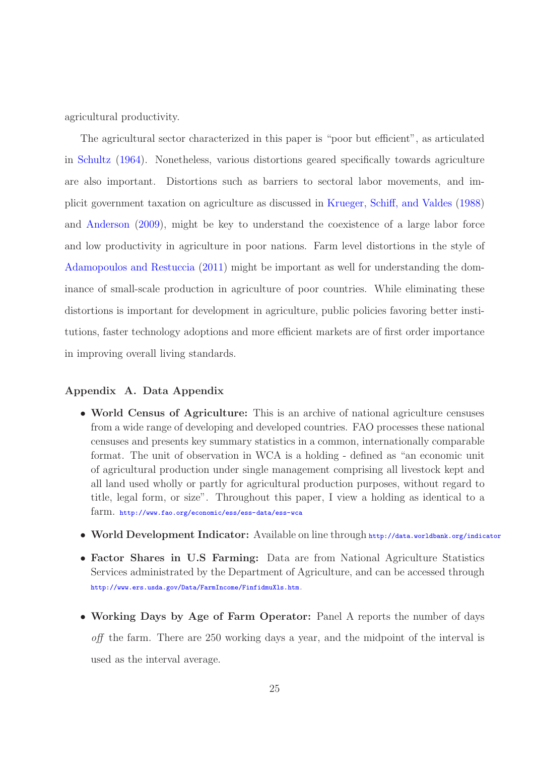agricultural productivity.

The agricultural sector characterized in this paper is "poor but efficient", as articulated in Schultz (1964). Nonetheless, various distortions geared specifically towards agriculture are also important. Distortions such as barriers to sectoral labor movements, and implicit government taxation on agriculture as discussed in Krueger, Schiff, and Valdes (1988) and Anderson (2009), might be key to understand the coexistence of a large labor force and low productivity in agriculture in poor nations. Farm level distortions in the style of Adamopoulos and Restuccia (2011) might be important as well for understanding the dominance of small-scale production in agriculture of poor countries. While eliminating these distortions is important for development in agriculture, public policies favoring better institutions, faster technology adoptions and more efficient markets are of first order importance in improving overall living standards.

## Appendix A. Data Appendix

- **World Census of Agriculture:** This is an archive of national agriculture censuses from a wide range of developing and developed countries. FAO processes these national censuses and presents key summary statistics in a common, internationally comparable format. The unit of observation in WCA is a holding - defined as "an economic unit of agricultural production under single management comprising all livestock kept and all land used wholly or partly for agricultural production purposes, without regard to title, legal form, or size". Throughout this paper, I view a holding as identical to a farm. http://www.fao.org/economic/ess/ess-data/ess-wca
- **World Development Indicator:** Available on line through http://data.worldbank.org/indicator
- **Factor Shares in U.S Farming:** Data are from National Agriculture Statistics Services administrated by the Department of Agriculture, and can be accessed through http://www.ers.usda.gov/Data/FarmIncome/FinfidmuXls.htm.
- **Working Days by Age of Farm Operator:** Panel A reports the number of days *off* the farm. There are 250 working days a year, and the midpoint of the interval is used as the interval average.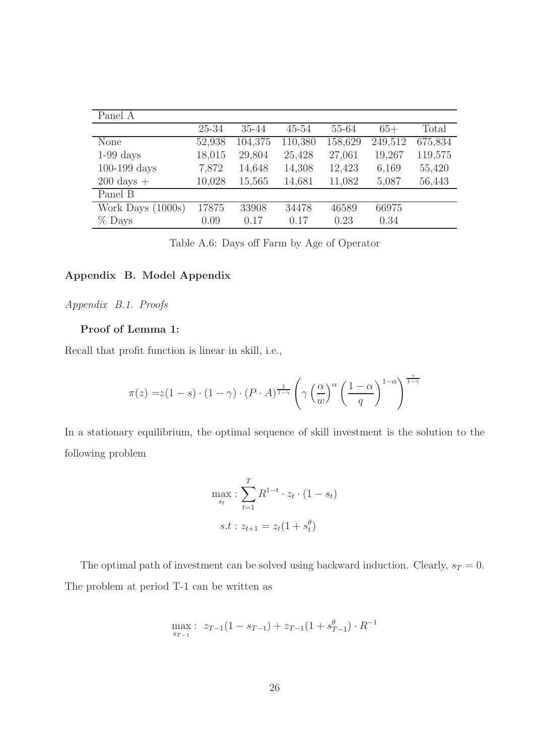| Panel A | | | | | | |
|---|---|---|---|---|---|---|
| | 25-34 | 35-44 | 45-54 | 55-64 | 65+ | Total |
| None | 52,938 | 104,375 | 110,380 | 158,629 | 249,512 | 675,834 |
| 1-99 days | 18,015 | 29,804 | 25,428 | 27,061 | 19,267 | 119,575 |
| 100-199 days | 7,872 | 14,648 | 14,308 | 12,423 | 6,169 | 55,420 |
| 200 days + | 10,028 | 15,565 | 14,681 | 11,082 | 5,087 | 56,443 |
| Panel B | | | | | | |
| Work Days (1000s) | 17875 | 33908 | 34478 | 46589 | 66975 | |
| % Days | 0.09 | 0.17 | 0.17 | 0.23 | 0.34 | |

Table A.6: Days off Farm by Age of Operator

## Appendix B. Model Appendix

### *Appendix B.1. Proofs*

**Proof of Lemma 1:**

Recall that profit function is linear in skill, i.e.,

$$\pi(z) = z(1-s)\cdot(1-\gamma)\cdot(P\cdot A)^{\frac{1}{1-\gamma}}\left(\gamma\left(\frac{\alpha}{w}\right)^{\alpha}\left(\frac{1-\alpha}{q}\right)^{1-\alpha}\right)^{\frac{\gamma}{1-\gamma}}$$

In a stationary equilibrium, the optimal sequence of skill investment is the solution to the following problem

$$\max_{s_t} : \sum_{t=1}^{T} R^{1-t}\cdot z_t\cdot(1-s_t)$$

$$s.t : z_{t+1} = z_t(1+s_t^{\theta})$$

The optimal path of investment can be solved using backward induction. Clearly, $s_T = 0$. The problem at period T-1 can be written as

$$\max_{s_{T-1}} : \ z_{T-1}(1-s_{T-1}) + z_{T-1}(1+s_{T-1}^{\theta})\cdot R^{-1}$$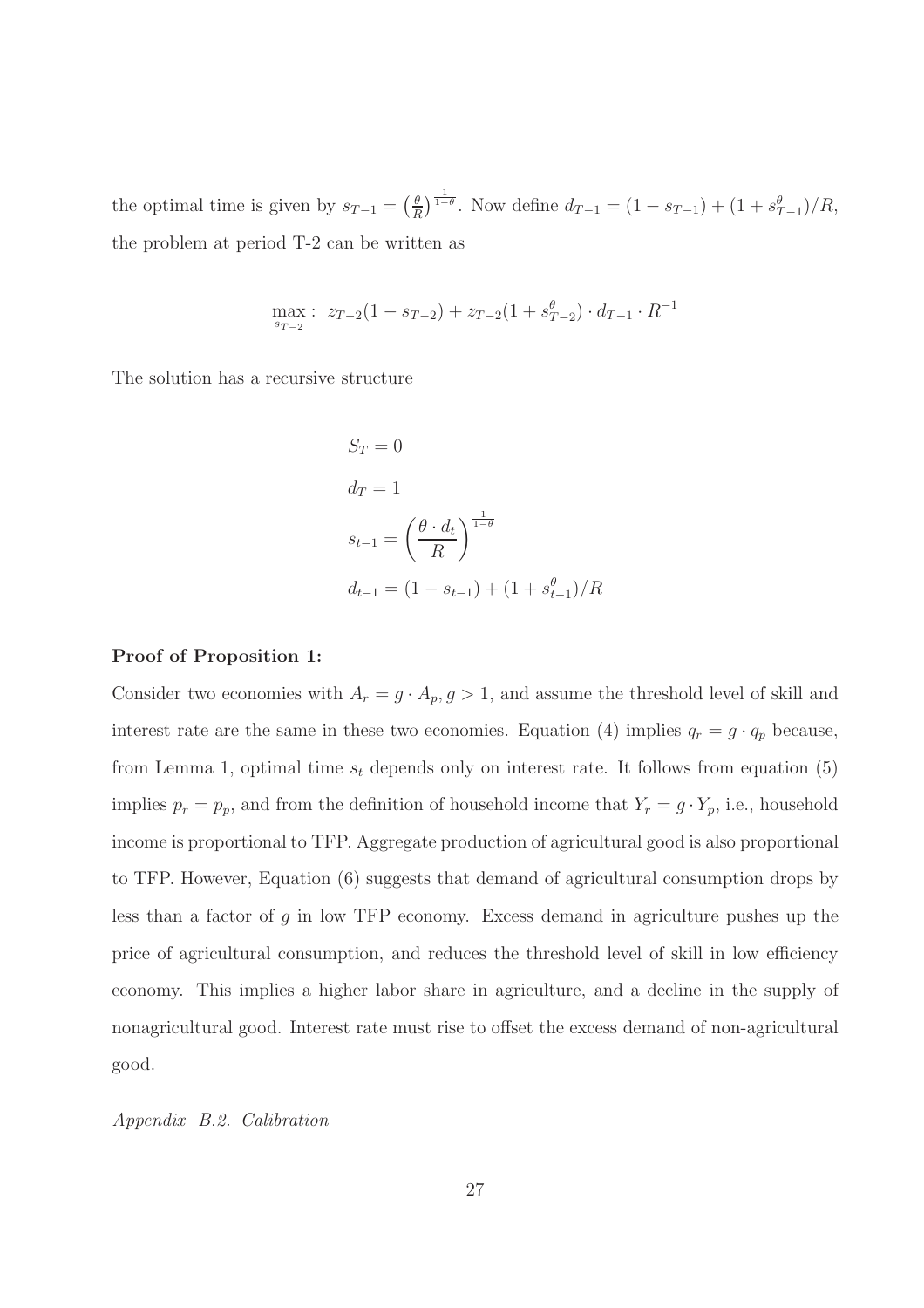the optimal time is given by $s_{T-1} = \left(\frac{\theta}{R}\right)^{\frac{1}{1-\theta}}$. Now define $d_{T-1} = (1 - s_{T-1}) + (1 + s_{T-1}^{\theta})/R$, the problem at period T-2 can be written as

$$\max_{s_{T-2}}: \; z_{T-2}(1 - s_{T-2}) + z_{T-2}(1 + s_{T-2}^{\theta}) \cdot d_{T-1} \cdot R^{-1}$$

The solution has a recursive structure

$$S_T = 0$$

$$d_T = 1$$

$$s_{t-1} = \left(\frac{\theta \cdot d_t}{R}\right)^{\frac{1}{1-\theta}}$$

$$d_{t-1} = (1 - s_{t-1}) + (1 + s_{t-1}^{\theta})/R$$

**Proof of Proposition 1:**

Consider two economies with $A_r = g \cdot A_p, g > 1$, and assume the threshold level of skill and interest rate are the same in these two economies. Equation (4) implies $q_r = g \cdot q_p$ because, from Lemma 1, optimal time $s_t$ depends only on interest rate. It follows from equation (5) implies $p_r = p_p$, and from the definition of household income that $Y_r = g \cdot Y_p$, i.e., household income is proportional to TFP. Aggregate production of agricultural good is also proportional to TFP. However, Equation (6) suggests that demand of agricultural consumption drops by less than a factor of $g$ in low TFP economy. Excess demand in agriculture pushes up the price of agricultural consumption, and reduces the threshold level of skill in low efficiency economy. This implies a higher labor share in agriculture, and a decline in the supply of nonagricultural good. Interest rate must rise to offset the excess demand of non-agricultural good.

*Appendix B.2. Calibration*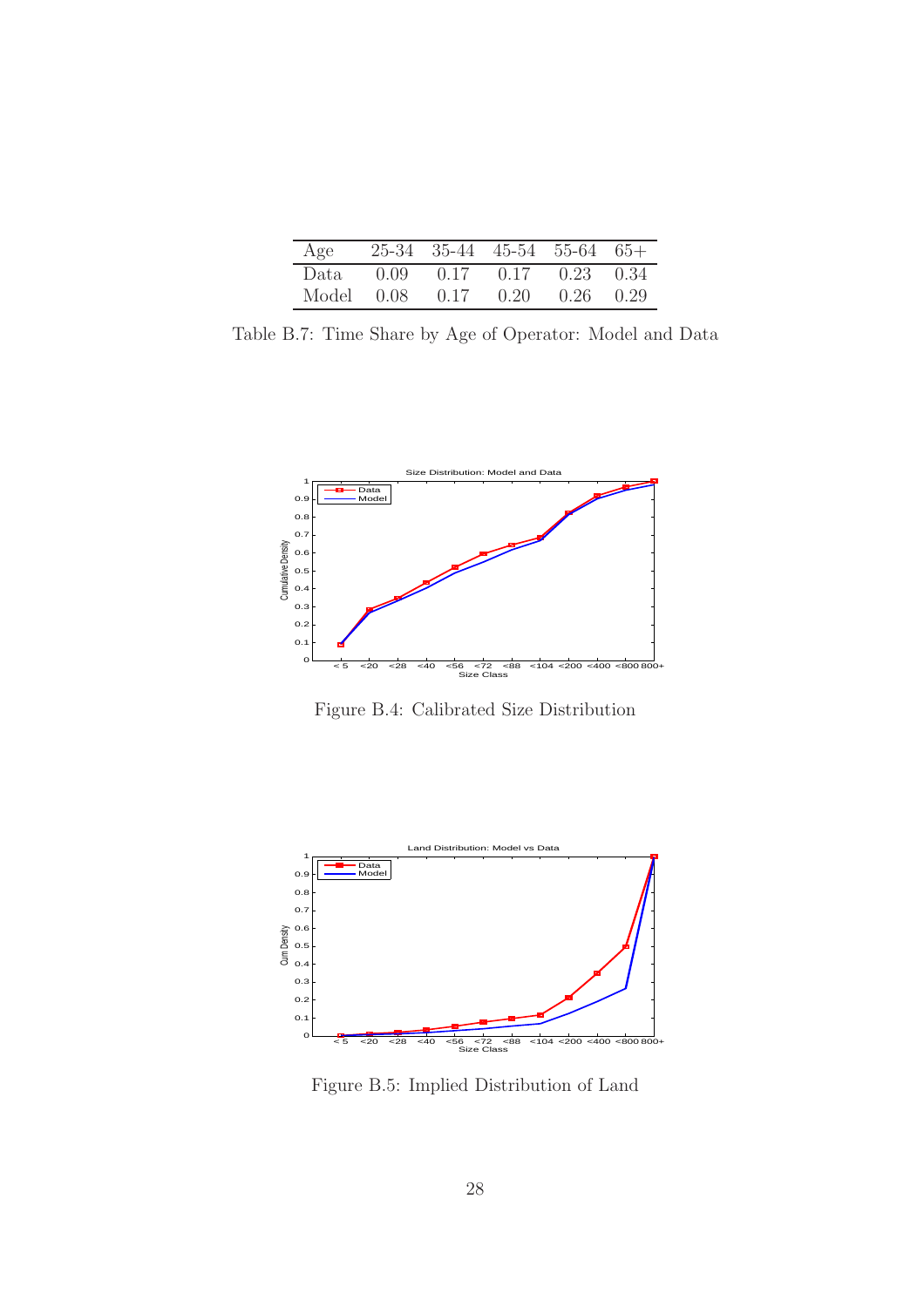| Age | 25-34 | 35-44 | 45-54 | 55-64 | 65+ |
|---|---|---|---|---|---|
| Data | 0.09 | 0.17 | 0.17 | 0.23 | 0.34 |
| Model | 0.08 | 0.17 | 0.20 | 0.26 | 0.29 |

Table B.7: Time Share by Age of Operator: Model and Data

Figure B.4: Calibrated Size Distribution

Figure B.5: Implied Distribution of Land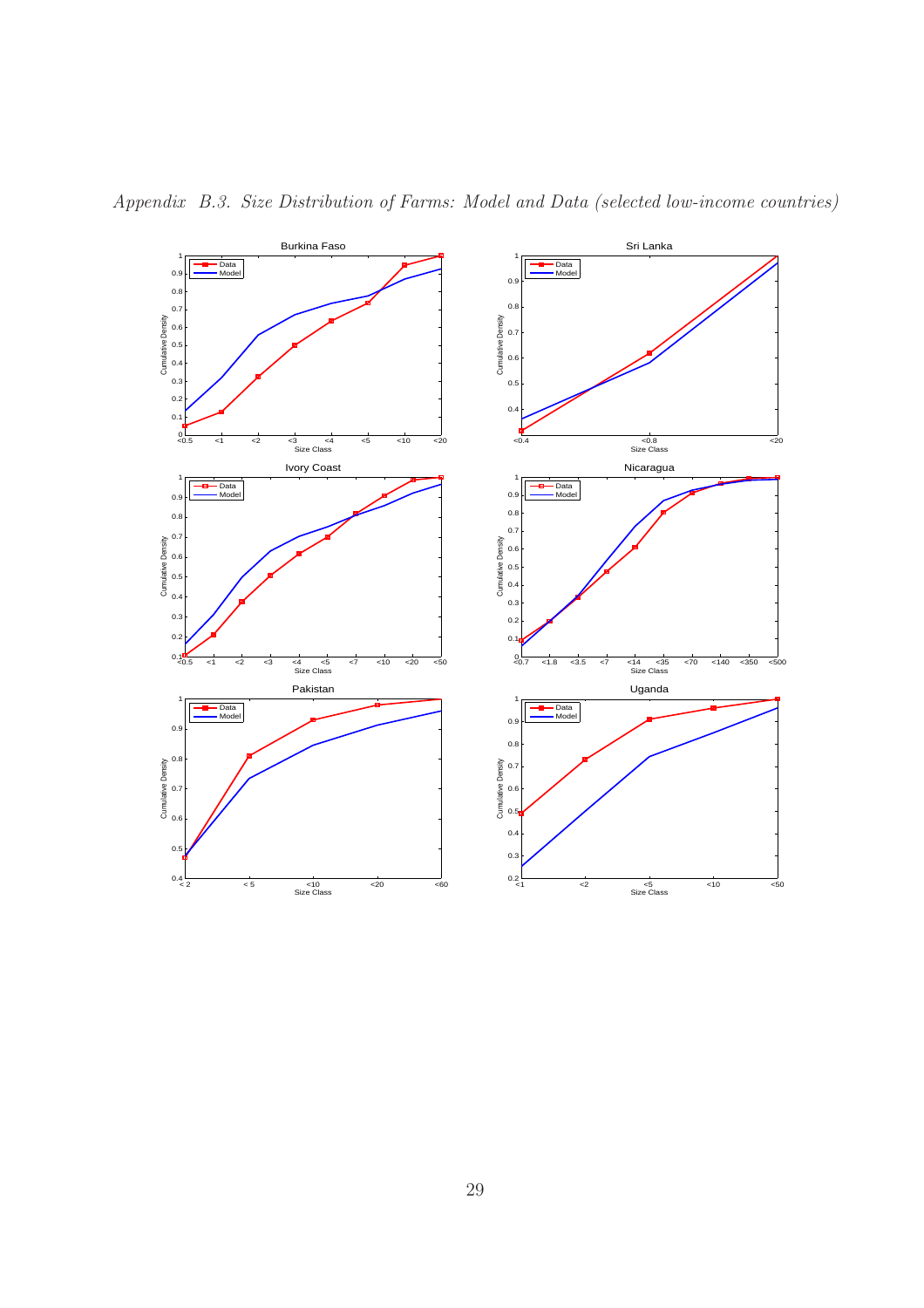*Appendix B.3. Size Distribution of Farms: Model and Data (selected low-income countries)*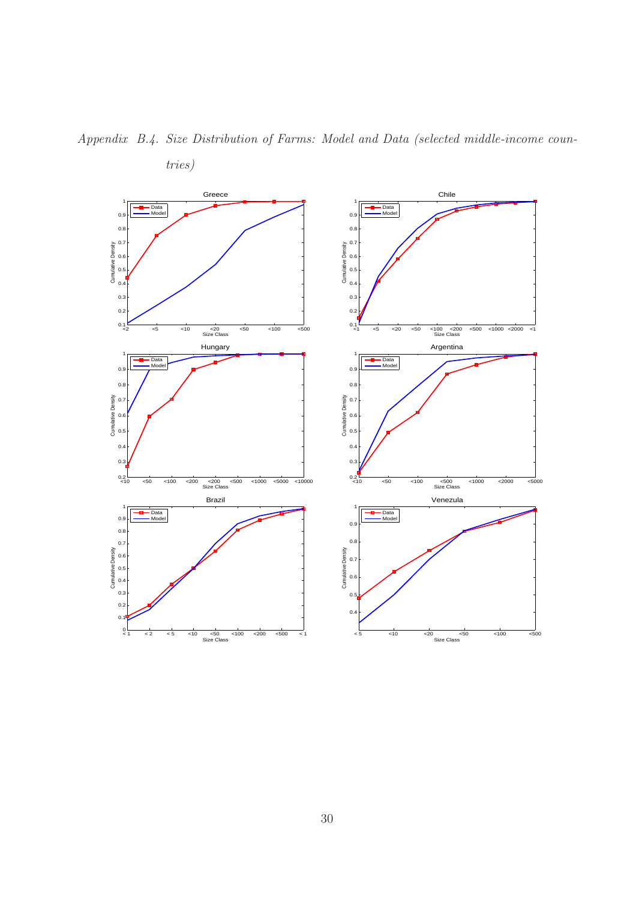*Appendix B.4. Size Distribution of Farms: Model and Data (selected middle-income countries)*

Greece

Chile

Hungary

Argentina

Brazil

Venezula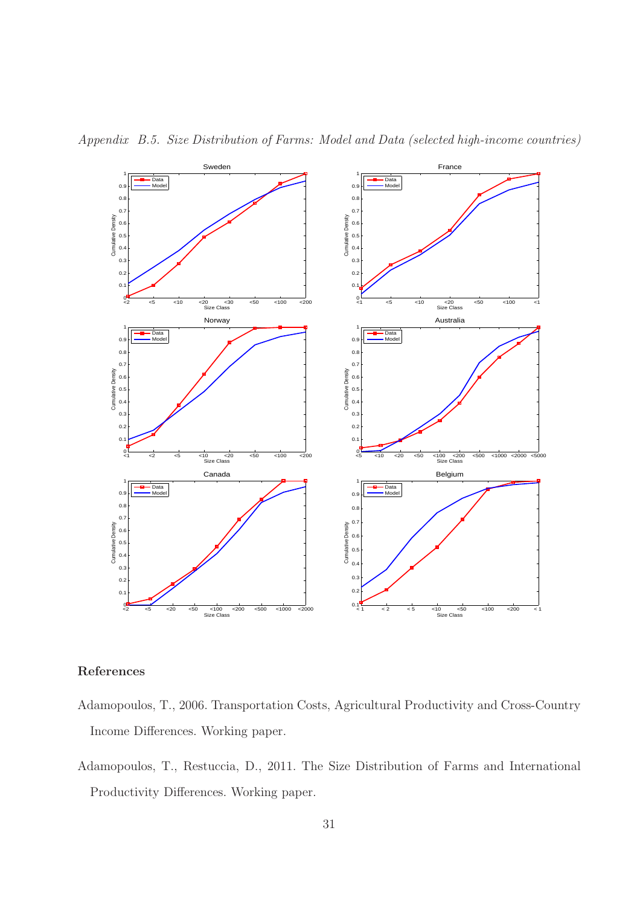*Appendix B.5. Size Distribution of Farms: Model and Data (selected high-income countries)*

## References

Adamopoulos, T., 2006. Transportation Costs, Agricultural Productivity and Cross-Country Income Differences. Working paper.

Adamopoulos, T., Restuccia, D., 2011. The Size Distribution of Farms and International Productivity Differences. Working paper.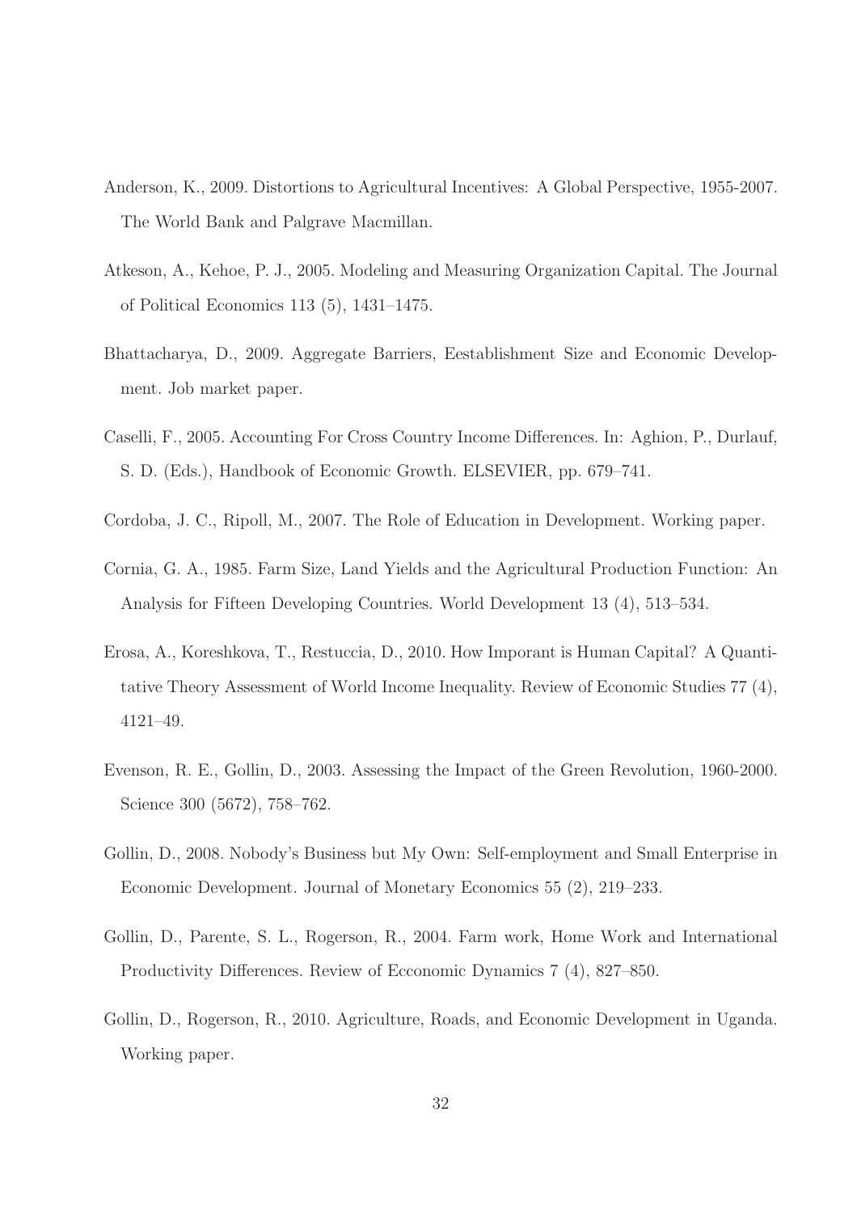Anderson, K., 2009. Distortions to Agricultural Incentives: A Global Perspective, 1955-2007. The World Bank and Palgrave Macmillan.

Atkeson, A., Kehoe, P. J., 2005. Modeling and Measuring Organization Capital. The Journal of Political Economics 113 (5), 1431–1475.

Bhattacharya, D., 2009. Aggregate Barriers, Eestablishment Size and Economic Development. Job market paper.

Caselli, F., 2005. Accounting For Cross Country Income Differences. In: Aghion, P., Durlauf, S. D. (Eds.), Handbook of Economic Growth. ELSEVIER, pp. 679–741.

Cordoba, J. C., Ripoll, M., 2007. The Role of Education in Development. Working paper.

Cornia, G. A., 1985. Farm Size, Land Yields and the Agricultural Production Function: An Analysis for Fifteen Developing Countries. World Development 13 (4), 513–534.

Erosa, A., Koreshkova, T., Restuccia, D., 2010. How Imporant is Human Capital? A Quantitative Theory Assessment of World Income Inequality. Review of Economic Studies 77 (4), 4121–49.

Evenson, R. E., Gollin, D., 2003. Assessing the Impact of the Green Revolution, 1960-2000. Science 300 (5672), 758–762.

Gollin, D., 2008. Nobody's Business but My Own: Self-employment and Small Enterprise in Economic Development. Journal of Monetary Economics 55 (2), 219–233.

Gollin, D., Parente, S. L., Rogerson, R., 2004. Farm work, Home Work and International Productivity Differences. Review of Ecconomic Dynamics 7 (4), 827–850.

Gollin, D., Rogerson, R., 2010. Agriculture, Roads, and Economic Development in Uganda. Working paper.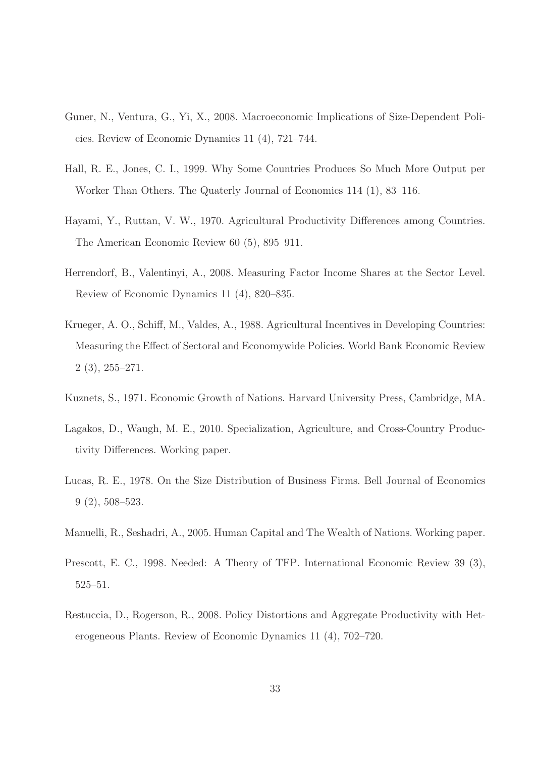Guner, N., Ventura, G., Yi, X., 2008. Macroeconomic Implications of Size-Dependent Policies. Review of Economic Dynamics 11 (4), 721–744.

Hall, R. E., Jones, C. I., 1999. Why Some Countries Produces So Much More Output per Worker Than Others. The Quaterly Journal of Economics 114 (1), 83–116.

Hayami, Y., Ruttan, V. W., 1970. Agricultural Productivity Differences among Countries. The American Economic Review 60 (5), 895–911.

Herrendorf, B., Valentinyi, A., 2008. Measuring Factor Income Shares at the Sector Level. Review of Economic Dynamics 11 (4), 820–835.

Krueger, A. O., Schiff, M., Valdes, A., 1988. Agricultural Incentives in Developing Countries: Measuring the Effect of Sectoral and Economywide Policies. World Bank Economic Review 2 (3), 255–271.

Kuznets, S., 1971. Economic Growth of Nations. Harvard University Press, Cambridge, MA.

Lagakos, D., Waugh, M. E., 2010. Specialization, Agriculture, and Cross-Country Productivity Differences. Working paper.

Lucas, R. E., 1978. On the Size Distribution of Business Firms. Bell Journal of Economics 9 (2), 508–523.

Manuelli, R., Seshadri, A., 2005. Human Capital and The Wealth of Nations. Working paper.

Prescott, E. C., 1998. Needed: A Theory of TFP. International Economic Review 39 (3), 525–51.

Restuccia, D., Rogerson, R., 2008. Policy Distortions and Aggregate Productivity with Heterogeneous Plants. Review of Economic Dynamics 11 (4), 702–720.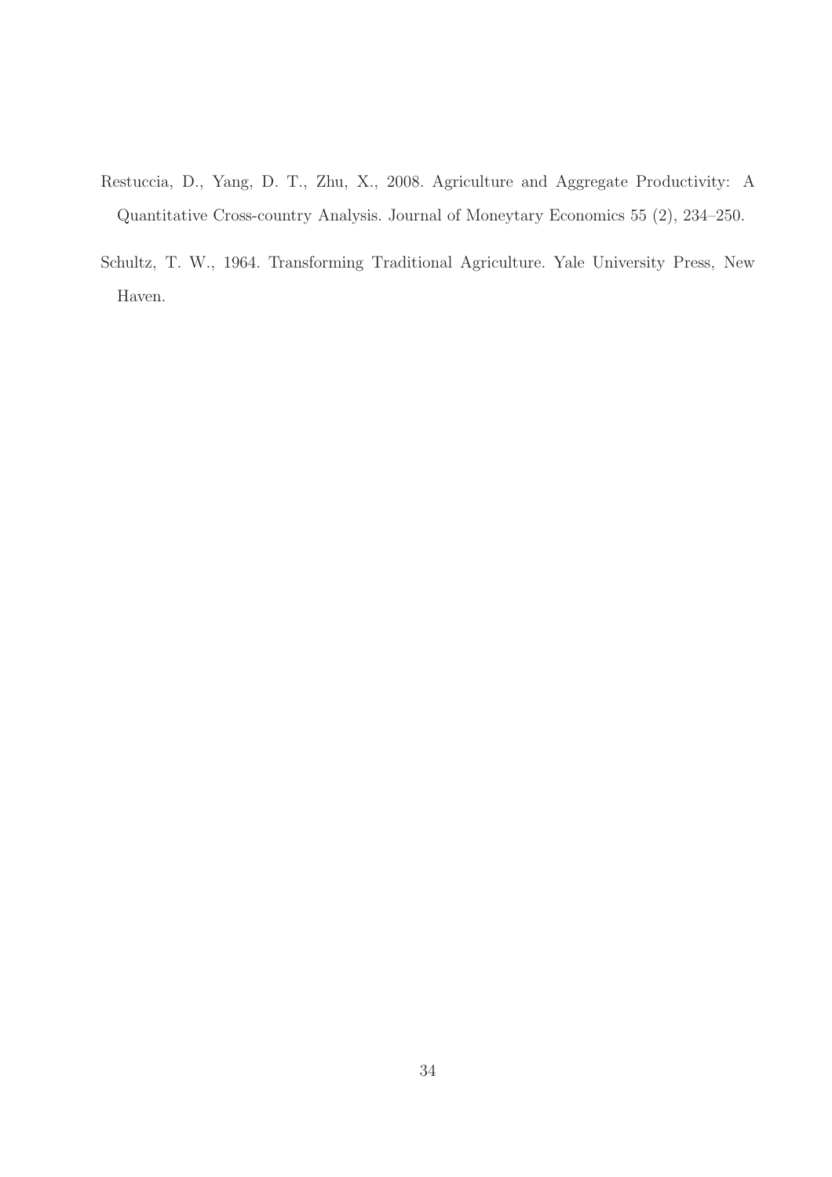Restuccia, D., Yang, D. T., Zhu, X., 2008. Agriculture and Aggregate Productivity: A Quantitative Cross-country Analysis. Journal of Moneytary Economics 55 (2), 234–250.

Schultz, T. W., 1964. Transforming Traditional Agriculture. Yale University Press, New Haven.